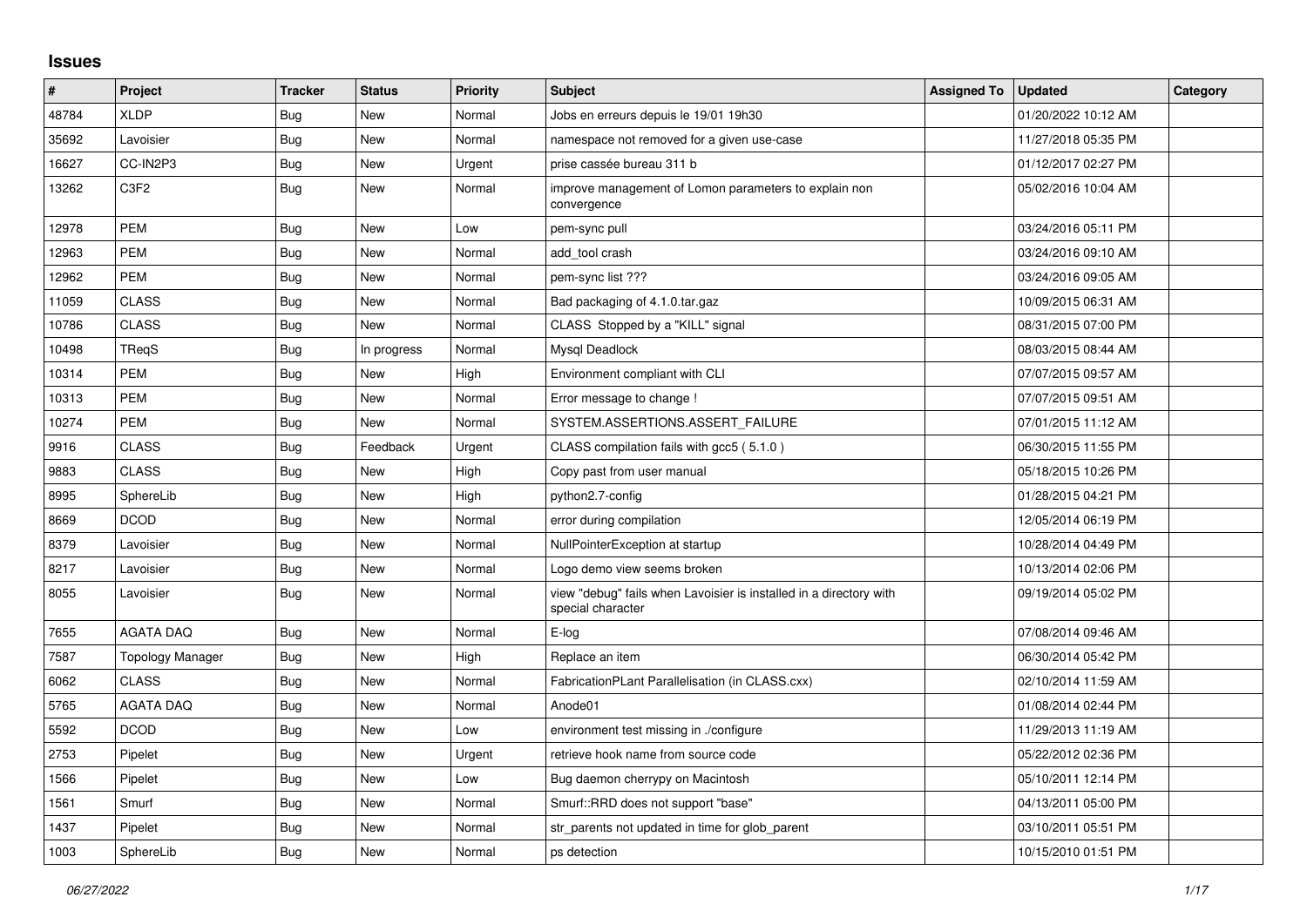## Issues

| # | Project | Tracker | Status | Priority | Subject | Assigned To | Updated | Category |
|---|---|---|---|---|---|---|---|---|
| 48784 | XLDP | Bug | New | Normal | Jobs en erreurs depuis le 19/01 19h30 | | 01/20/2022 10:12 AM | |
| 35692 | Lavoisier | Bug | New | Normal | namespace not removed for a given use-case | | 11/27/2018 05:35 PM | |
| 16627 | CC-IN2P3 | Bug | New | Urgent | prise cassée bureau 311 b | | 01/12/2017 02:27 PM | |
| 13262 | C3F2 | Bug | New | Normal | improve management of Lomon parameters to explain non convergence | | 05/02/2016 10:04 AM | |
| 12978 | PEM | Bug | New | Low | pem-sync pull | | 03/24/2016 05:11 PM | |
| 12963 | PEM | Bug | New | Normal | add_tool crash | | 03/24/2016 09:10 AM | |
| 12962 | PEM | Bug | New | Normal | pem-sync list ??? | | 03/24/2016 09:05 AM | |
| 11059 | CLASS | Bug | New | Normal | Bad packaging of 4.1.0.tar.gaz | | 10/09/2015 06:31 AM | |
| 10786 | CLASS | Bug | New | Normal | CLASS Stopped by a "KILL" signal | | 08/31/2015 07:00 PM | |
| 10498 | TReqS | Bug | In progress | Normal | Mysql Deadlock | | 08/03/2015 08:44 AM | |
| 10314 | PEM | Bug | New | High | Environment compliant with CLI | | 07/07/2015 09:57 AM | |
| 10313 | PEM | Bug | New | Normal | Error message to change ! | | 07/07/2015 09:51 AM | |
| 10274 | PEM | Bug | New | Normal | SYSTEM.ASSERTIONS.ASSERT_FAILURE | | 07/01/2015 11:12 AM | |
| 9916 | CLASS | Bug | Feedback | Urgent | CLASS compilation fails with gcc5 ( 5.1.0 ) | | 06/30/2015 11:55 PM | |
| 9883 | CLASS | Bug | New | High | Copy past from user manual | | 05/18/2015 10:26 PM | |
| 8995 | SphereLib | Bug | New | High | python2.7-config | | 01/28/2015 04:21 PM | |
| 8669 | DCOD | Bug | New | Normal | error during compilation | | 12/05/2014 06:19 PM | |
| 8379 | Lavoisier | Bug | New | Normal | NullPointerException at startup | | 10/28/2014 04:49 PM | |
| 8217 | Lavoisier | Bug | New | Normal | Logo demo view seems broken | | 10/13/2014 02:06 PM | |
| 8055 | Lavoisier | Bug | New | Normal | view "debug" fails when Lavoisier is installed in a directory with special character | | 09/19/2014 05:02 PM | |
| 7655 | AGATA DAQ | Bug | New | Normal | E-log | | 07/08/2014 09:46 AM | |
| 7587 | Topology Manager | Bug | New | High | Replace an item | | 06/30/2014 05:42 PM | |
| 6062 | CLASS | Bug | New | Normal | FabricationPLant Parallelisation (in CLASS.cxx) | | 02/10/2014 11:59 AM | |
| 5765 | AGATA DAQ | Bug | New | Normal | Anode01 | | 01/08/2014 02:44 PM | |
| 5592 | DCOD | Bug | New | Low | environment test missing in ./configure | | 11/29/2013 11:19 AM | |
| 2753 | Pipelet | Bug | New | Urgent | retrieve hook name from source code | | 05/22/2012 02:36 PM | |
| 1566 | Pipelet | Bug | New | Low | Bug daemon cherrypy on Macintosh | | 05/10/2011 12:14 PM | |
| 1561 | Smurf | Bug | New | Normal | Smurf::RRD does not support "base" | | 04/13/2011 05:00 PM | |
| 1437 | Pipelet | Bug | New | Normal | str_parents not updated in time for glob_parent | | 03/10/2011 05:51 PM | |
| 1003 | SphereLib | Bug | New | Normal | ps detection | | 10/15/2010 01:51 PM | |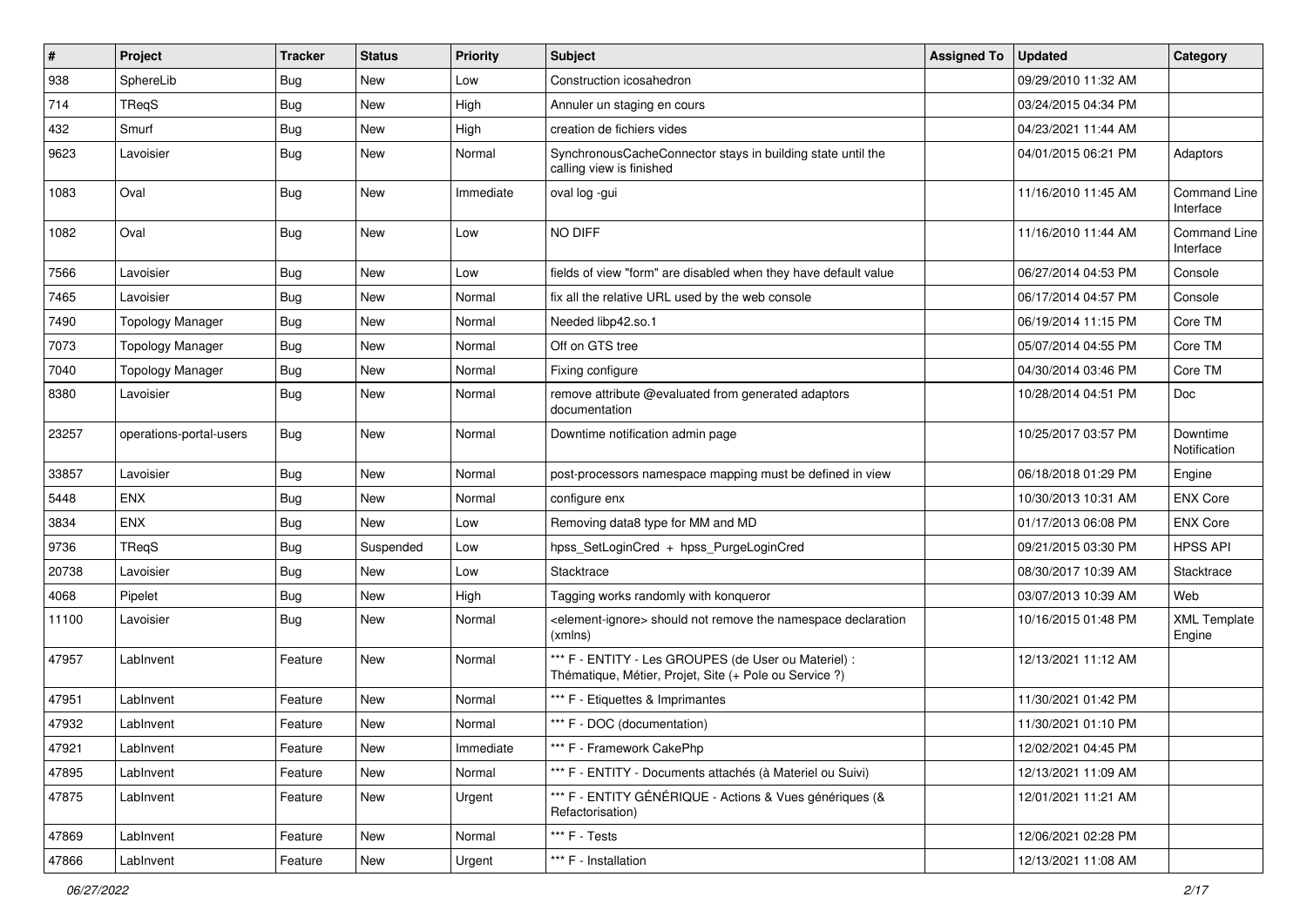| # | Project | Tracker | Status | Priority | Subject | Assigned To | Updated | Category |
|---|---|---|---|---|---|---|---|---|
| 938 | SphereLib | Bug | New | Low | Construction icosahedron | | 09/29/2010 11:32 AM | |
| 714 | TReqS | Bug | New | High | Annuler un staging en cours | | 03/24/2015 04:34 PM | |
| 432 | Smurf | Bug | New | High | creation de fichiers vides | | 04/23/2021 11:44 AM | |
| 9623 | Lavoisier | Bug | New | Normal | SynchronousCacheConnector stays in building state until the calling view is finished | | 04/01/2015 06:21 PM | Adaptors |
| 1083 | Oval | Bug | New | Immediate | oval log -gui | | 11/16/2010 11:45 AM | Command Line Interface |
| 1082 | Oval | Bug | New | Low | NO DIFF | | 11/16/2010 11:44 AM | Command Line Interface |
| 7566 | Lavoisier | Bug | New | Low | fields of view "form" are disabled when they have default value | | 06/27/2014 04:53 PM | Console |
| 7465 | Lavoisier | Bug | New | Normal | fix all the relative URL used by the web console | | 06/17/2014 04:57 PM | Console |
| 7490 | Topology Manager | Bug | New | Normal | Needed libp42.so.1 | | 06/19/2014 11:15 PM | Core TM |
| 7073 | Topology Manager | Bug | New | Normal | Off on GTS tree | | 05/07/2014 04:55 PM | Core TM |
| 7040 | Topology Manager | Bug | New | Normal | Fixing configure | | 04/30/2014 03:46 PM | Core TM |
| 8380 | Lavoisier | Bug | New | Normal | remove attribute @evaluated from generated adaptors documentation | | 10/28/2014 04:51 PM | Doc |
| 23257 | operations-portal-users | Bug | New | Normal | Downtime notification admin page | | 10/25/2017 03:57 PM | Downtime Notification |
| 33857 | Lavoisier | Bug | New | Normal | post-processors namespace mapping must be defined in view | | 06/18/2018 01:29 PM | Engine |
| 5448 | ENX | Bug | New | Normal | configure enx | | 10/30/2013 10:31 AM | ENX Core |
| 3834 | ENX | Bug | New | Low | Removing data8 type for MM and MD | | 01/17/2013 06:08 PM | ENX Core |
| 9736 | TReqS | Bug | Suspended | Low | hpss_SetLoginCred + hpss_PurgeLoginCred | | 09/21/2015 03:30 PM | HPSS API |
| 20738 | Lavoisier | Bug | New | Low | Stacktrace | | 08/30/2017 10:39 AM | Stacktrace |
| 4068 | Pipelet | Bug | New | High | Tagging works randomly with konqueror | | 03/07/2013 10:39 AM | Web |
| 11100 | Lavoisier | Bug | New | Normal | <element-ignore> should not remove the namespace declaration (xmlns) | | 10/16/2015 01:48 PM | XML Template Engine |
| 47957 | LabInvent | Feature | New | Normal | *** F - ENTITY - Les GROUPES (de User ou Materiel) : Thématique, Métier, Projet, Site (+ Pole ou Service ?) | | 12/13/2021 11:12 AM | |
| 47951 | LabInvent | Feature | New | Normal | *** F - Etiquettes & Imprimantes | | 11/30/2021 01:42 PM | |
| 47932 | LabInvent | Feature | New | Normal | *** F - DOC (documentation) | | 11/30/2021 01:10 PM | |
| 47921 | LabInvent | Feature | New | Immediate | *** F - Framework CakePhp | | 12/02/2021 04:45 PM | |
| 47895 | LabInvent | Feature | New | Normal | *** F - ENTITY - Documents attachés (à Materiel ou Suivi) | | 12/13/2021 11:09 AM | |
| 47875 | LabInvent | Feature | New | Urgent | *** F - ENTITY GÉNÉRIQUE - Actions & Vues génériques (& Refactorisation) | | 12/01/2021 11:21 AM | |
| 47869 | LabInvent | Feature | New | Normal | *** F - Tests | | 12/06/2021 02:28 PM | |
| 47866 | LabInvent | Feature | New | Urgent | *** F - Installation | | 12/13/2021 11:08 AM | |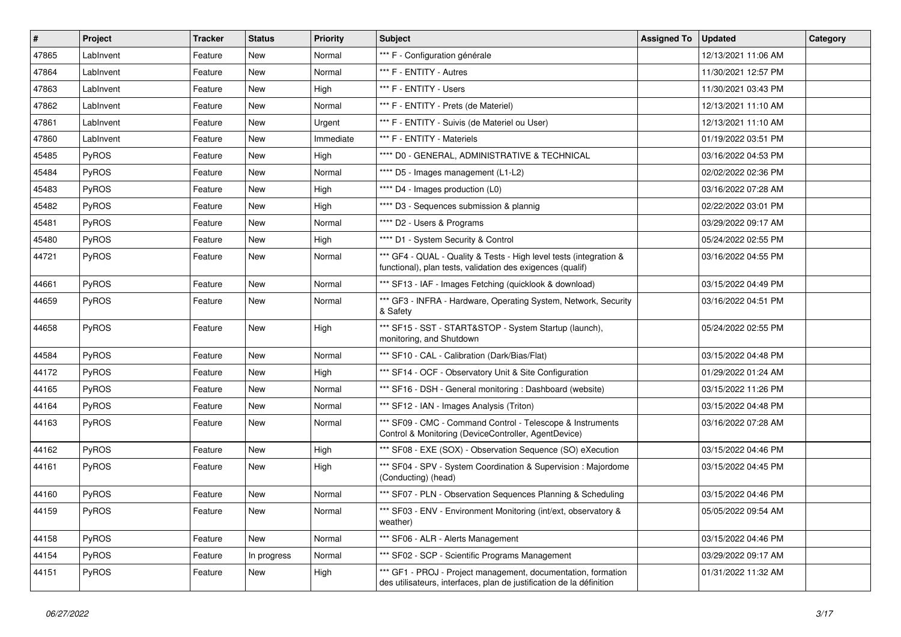| # | Project | Tracker | Status | Priority | Subject | Assigned To | Updated | Category |
|---|---|---|---|---|---|---|---|---|
| 47865 | LabInvent | Feature | New | Normal | *** F - Configuration générale | | 12/13/2021 11:06 AM | |
| 47864 | LabInvent | Feature | New | Normal | *** F - ENTITY - Autres | | 11/30/2021 12:57 PM | |
| 47863 | LabInvent | Feature | New | High | *** F - ENTITY - Users | | 11/30/2021 03:43 PM | |
| 47862 | LabInvent | Feature | New | Normal | *** F - ENTITY - Prets (de Materiel) | | 12/13/2021 11:10 AM | |
| 47861 | LabInvent | Feature | New | Urgent | *** F - ENTITY - Suivis (de Materiel ou User) | | 12/13/2021 11:10 AM | |
| 47860 | LabInvent | Feature | New | Immediate | *** F - ENTITY - Materiels | | 01/19/2022 03:51 PM | |
| 45485 | PyROS | Feature | New | High | **** D0 - GENERAL, ADMINISTRATIVE & TECHNICAL | | 03/16/2022 04:53 PM | |
| 45484 | PyROS | Feature | New | Normal | **** D5 - Images management (L1-L2) | | 02/02/2022 02:36 PM | |
| 45483 | PyROS | Feature | New | High | **** D4 - Images production (L0) | | 03/16/2022 07:28 AM | |
| 45482 | PyROS | Feature | New | High | **** D3 - Sequences submission & plannig | | 02/22/2022 03:01 PM | |
| 45481 | PyROS | Feature | New | Normal | **** D2 - Users & Programs | | 03/29/2022 09:17 AM | |
| 45480 | PyROS | Feature | New | High | **** D1 - System Security & Control | | 05/24/2022 02:55 PM | |
| 44721 | PyROS | Feature | New | Normal | *** GF4 - QUAL - Quality & Tests - High level tests (integration & functional), plan tests, validation des exigences (qualif) | | 03/16/2022 04:55 PM | |
| 44661 | PyROS | Feature | New | Normal | *** SF13 - IAF - Images Fetching (quicklook & download) | | 03/15/2022 04:49 PM | |
| 44659 | PyROS | Feature | New | Normal | *** GF3 - INFRA - Hardware, Operating System, Network, Security & Safety | | 03/16/2022 04:51 PM | |
| 44658 | PyROS | Feature | New | High | *** SF15 - SST - START&STOP - System Startup (launch), monitoring, and Shutdown | | 05/24/2022 02:55 PM | |
| 44584 | PyROS | Feature | New | Normal | *** SF10 - CAL - Calibration (Dark/Bias/Flat) | | 03/15/2022 04:48 PM | |
| 44172 | PyROS | Feature | New | High | *** SF14 - OCF - Observatory Unit & Site Configuration | | 01/29/2022 01:24 AM | |
| 44165 | PyROS | Feature | New | Normal | *** SF16 - DSH - General monitoring : Dashboard (website) | | 03/15/2022 11:26 PM | |
| 44164 | PyROS | Feature | New | Normal | *** SF12 - IAN - Images Analysis (Triton) | | 03/15/2022 04:48 PM | |
| 44163 | PyROS | Feature | New | Normal | *** SF09 - CMC - Command Control - Telescope & Instruments Control & Monitoring (DeviceController, AgentDevice) | | 03/16/2022 07:28 AM | |
| 44162 | PyROS | Feature | New | High | *** SF08 - EXE (SOX) - Observation Sequence (SO) eXecution | | 03/15/2022 04:46 PM | |
| 44161 | PyROS | Feature | New | High | *** SF04 - SPV - System Coordination & Supervision : Majordome (Conducting) (head) | | 03/15/2022 04:45 PM | |
| 44160 | PyROS | Feature | New | Normal | *** SF07 - PLN - Observation Sequences Planning & Scheduling | | 03/15/2022 04:46 PM | |
| 44159 | PyROS | Feature | New | Normal | *** SF03 - ENV - Environment Monitoring (int/ext, observatory & weather) | | 05/05/2022 09:54 AM | |
| 44158 | PyROS | Feature | New | Normal | *** SF06 - ALR - Alerts Management | | 03/15/2022 04:46 PM | |
| 44154 | PyROS | Feature | In progress | Normal | *** SF02 - SCP - Scientific Programs Management | | 03/29/2022 09:17 AM | |
| 44151 | PyROS | Feature | New | High | *** GF1 - PROJ - Project management, documentation, formation des utilisateurs, interfaces, plan de justification de la définition | | 01/31/2022 11:32 AM | |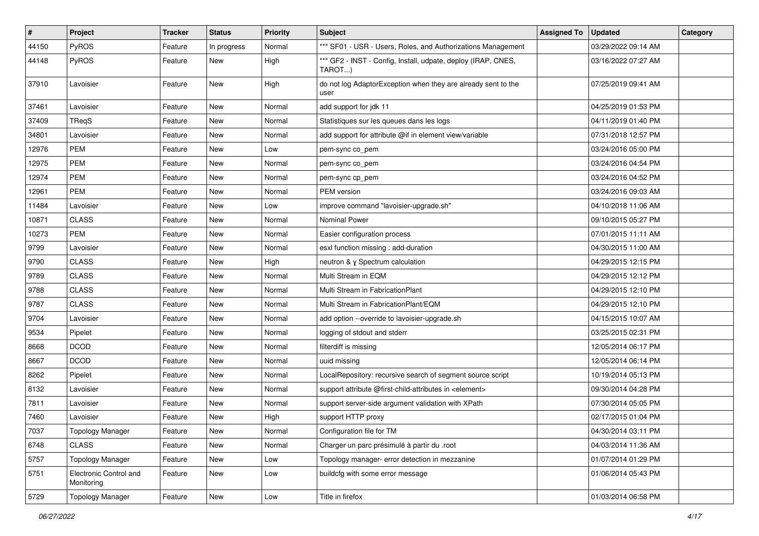| # | Project | Tracker | Status | Priority | Subject | Assigned To | Updated | Category |
|---|---|---|---|---|---|---|---|---|
| 44150 | PyROS | Feature | In progress | Normal | *** SF01 - USR - Users, Roles, and Authorizations Management | | 03/29/2022 09:14 AM | |
| 44148 | PyROS | Feature | New | High | *** GF2 - INST - Config, Install, udpate, deploy (IRAP, CNES, TAROT...) | | 03/16/2022 07:27 AM | |
| 37910 | Lavoisier | Feature | New | High | do not log AdaptorException when they are already sent to the user | | 07/25/2019 09:41 AM | |
| 37461 | Lavoisier | Feature | New | Normal | add support for jdk 11 | | 04/25/2019 01:53 PM | |
| 37409 | TReqS | Feature | New | Normal | Statistiques sur les queues dans les logs | | 04/11/2019 01:40 PM | |
| 34801 | Lavoisier | Feature | New | Normal | add support for attribute @if in element view/variable | | 07/31/2018 12:57 PM | |
| 12976 | PEM | Feature | New | Low | pem-sync co_pem | | 03/24/2016 05:00 PM | |
| 12975 | PEM | Feature | New | Normal | pem-sync co_pem | | 03/24/2016 04:54 PM | |
| 12974 | PEM | Feature | New | Normal | pem-sync cp_pem | | 03/24/2016 04:52 PM | |
| 12961 | PEM | Feature | New | Normal | PEM version | | 03/24/2016 09:03 AM | |
| 11484 | Lavoisier | Feature | New | Low | improve command "lavoisier-upgrade.sh" | | 04/10/2018 11:06 AM | |
| 10871 | CLASS | Feature | New | Normal | Nominal Power | | 09/10/2015 05:27 PM | |
| 10273 | PEM | Feature | New | Normal | Easier configuration process | | 07/01/2015 11:11 AM | |
| 9799 | Lavoisier | Feature | New | Normal | esxl function missing : add-duration | | 04/30/2015 11:00 AM | |
| 9790 | CLASS | Feature | New | High | neutron & γ Spectrum calculation | | 04/29/2015 12:15 PM | |
| 9789 | CLASS | Feature | New | Normal | Multi Stream in EQM | | 04/29/2015 12:12 PM | |
| 9788 | CLASS | Feature | New | Normal | Multi Stream in FabricationPlant | | 04/29/2015 12:10 PM | |
| 9787 | CLASS | Feature | New | Normal | Multi Stream in FabricationPlant/EQM | | 04/29/2015 12:10 PM | |
| 9704 | Lavoisier | Feature | New | Normal | add option --override to lavoisier-upgrade.sh | | 04/15/2015 10:07 AM | |
| 9534 | Pipelet | Feature | New | Normal | logging of stdout and stderr | | 03/25/2015 02:31 PM | |
| 8668 | DCOD | Feature | New | Normal | filterdiff is missing | | 12/05/2014 06:17 PM | |
| 8667 | DCOD | Feature | New | Normal | uuid missing | | 12/05/2014 06:14 PM | |
| 8262 | Pipelet | Feature | New | Normal | LocalRepository: recursive search of segment source script | | 10/19/2014 05:13 PM | |
| 8132 | Lavoisier | Feature | New | Normal | support attribute @first-child-attributes in <element> | | 09/30/2014 04:28 PM | |
| 7811 | Lavoisier | Feature | New | Normal | support server-side argument validation with XPath | | 07/30/2014 05:05 PM | |
| 7460 | Lavoisier | Feature | New | High | support HTTP proxy | | 02/17/2015 01:04 PM | |
| 7037 | Topology Manager | Feature | New | Normal | Configuration file for TM | | 04/30/2014 03:11 PM | |
| 6748 | CLASS | Feature | New | Normal | Charger un parc présimulé à partir du .root | | 04/03/2014 11:36 AM | |
| 5757 | Topology Manager | Feature | New | Low | Topology manager- error detection in mezzanine | | 01/07/2014 01:29 PM | |
| 5751 | Electronic Control and Monitoring | Feature | New | Low | buildcfg with some error message | | 01/06/2014 05:43 PM | |
| 5729 | Topology Manager | Feature | New | Low | Title in firefox | | 01/03/2014 06:58 PM | |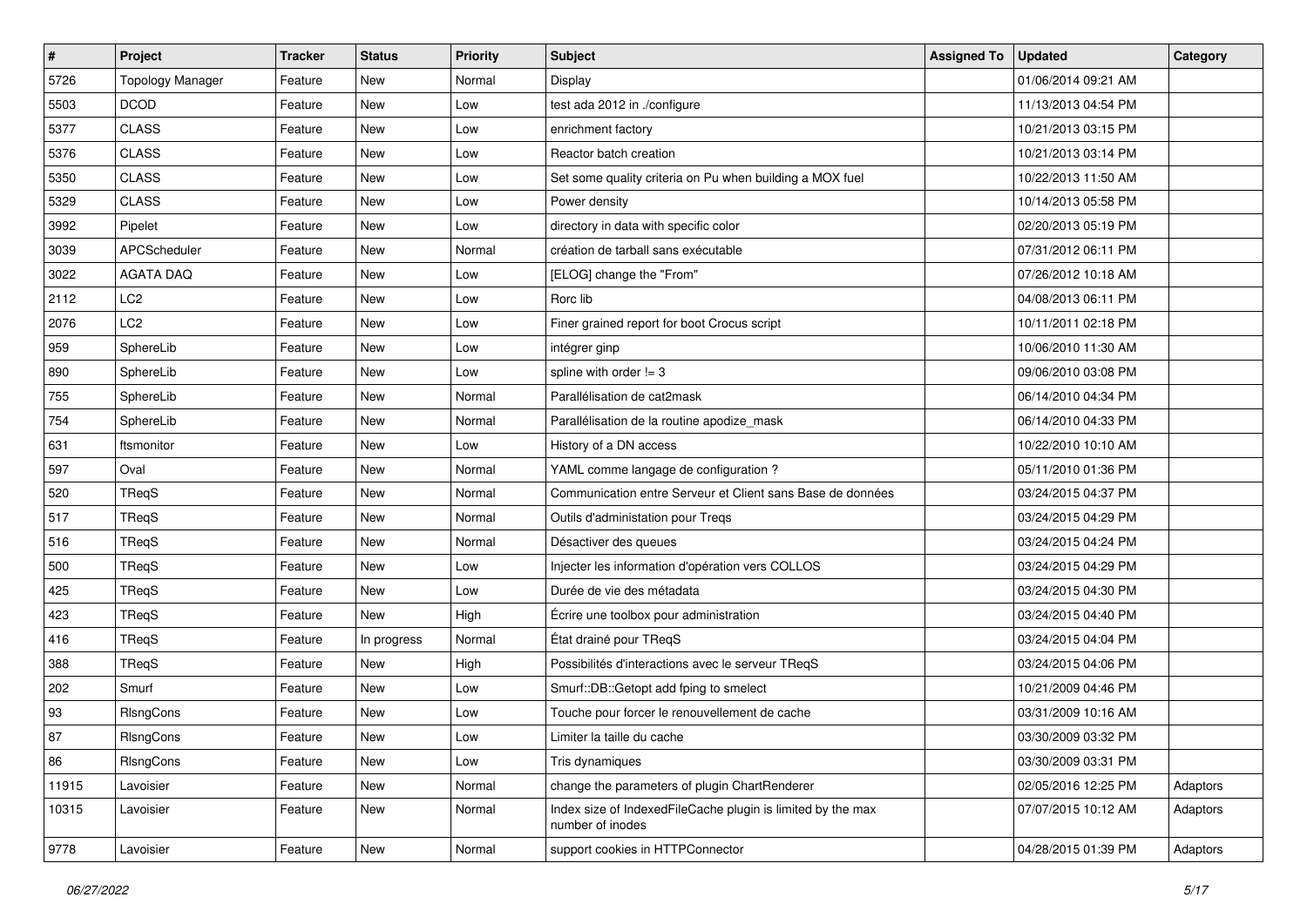| # | Project | Tracker | Status | Priority | Subject | Assigned To | Updated | Category |
|---|---|---|---|---|---|---|---|---|
| 5726 | Topology Manager | Feature | New | Normal | Display | | 01/06/2014 09:21 AM | |
| 5503 | DCOD | Feature | New | Low | test ada 2012 in ./configure | | 11/13/2013 04:54 PM | |
| 5377 | CLASS | Feature | New | Low | enrichment factory | | 10/21/2013 03:15 PM | |
| 5376 | CLASS | Feature | New | Low | Reactor batch creation | | 10/21/2013 03:14 PM | |
| 5350 | CLASS | Feature | New | Low | Set some quality criteria on Pu when building a MOX fuel | | 10/22/2013 11:50 AM | |
| 5329 | CLASS | Feature | New | Low | Power density | | 10/14/2013 05:58 PM | |
| 3992 | Pipelet | Feature | New | Low | directory in data with specific color | | 02/20/2013 05:19 PM | |
| 3039 | APCScheduler | Feature | New | Normal | création de tarball sans exécutable | | 07/31/2012 06:11 PM | |
| 3022 | AGATA DAQ | Feature | New | Low | [ELOG] change the "From" | | 07/26/2012 10:18 AM | |
| 2112 | LC2 | Feature | New | Low | Rorc lib | | 04/08/2013 06:11 PM | |
| 2076 | LC2 | Feature | New | Low | Finer grained report for boot Crocus script | | 10/11/2011 02:18 PM | |
| 959 | SphereLib | Feature | New | Low | intégrer ginp | | 10/06/2010 11:30 AM | |
| 890 | SphereLib | Feature | New | Low | spline with order != 3 | | 09/06/2010 03:08 PM | |
| 755 | SphereLib | Feature | New | Normal | Parallélisation de cat2mask | | 06/14/2010 04:34 PM | |
| 754 | SphereLib | Feature | New | Normal | Parallélisation de la routine apodize_mask | | 06/14/2010 04:33 PM | |
| 631 | ftsmonitor | Feature | New | Low | History of a DN access | | 10/22/2010 10:10 AM | |
| 597 | Oval | Feature | New | Normal | YAML comme langage de configuration ? | | 05/11/2010 01:36 PM | |
| 520 | TReqS | Feature | New | Normal | Communication entre Serveur et Client sans Base de données | | 03/24/2015 04:37 PM | |
| 517 | TReqS | Feature | New | Normal | Outils d'administation pour Treqs | | 03/24/2015 04:29 PM | |
| 516 | TReqS | Feature | New | Normal | Désactiver des queues | | 03/24/2015 04:24 PM | |
| 500 | TReqS | Feature | New | Low | Injecter les information d'opération vers COLLOS | | 03/24/2015 04:29 PM | |
| 425 | TReqS | Feature | New | Low | Durée de vie des métadata | | 03/24/2015 04:30 PM | |
| 423 | TReqS | Feature | New | High | Écrire une toolbox pour administration | | 03/24/2015 04:40 PM | |
| 416 | TReqS | Feature | In progress | Normal | État drainé pour TReqS | | 03/24/2015 04:04 PM | |
| 388 | TReqS | Feature | New | High | Possibilités d'interactions avec le serveur TReqS | | 03/24/2015 04:06 PM | |
| 202 | Smurf | Feature | New | Low | Smurf::DB::Getopt add fping to smelect | | 10/21/2009 04:46 PM | |
| 93 | RlsngCons | Feature | New | Low | Touche pour forcer le renouvellement de cache | | 03/31/2009 10:16 AM | |
| 87 | RlsngCons | Feature | New | Low | Limiter la taille du cache | | 03/30/2009 03:32 PM | |
| 86 | RlsngCons | Feature | New | Low | Tris dynamiques | | 03/30/2009 03:31 PM | |
| 11915 | Lavoisier | Feature | New | Normal | change the parameters of plugin ChartRenderer | | 02/05/2016 12:25 PM | Adaptors |
| 10315 | Lavoisier | Feature | New | Normal | Index size of IndexedFileCache plugin is limited by the max number of inodes | | 07/07/2015 10:12 AM | Adaptors |
| 9778 | Lavoisier | Feature | New | Normal | support cookies in HTTPConnector | | 04/28/2015 01:39 PM | Adaptors |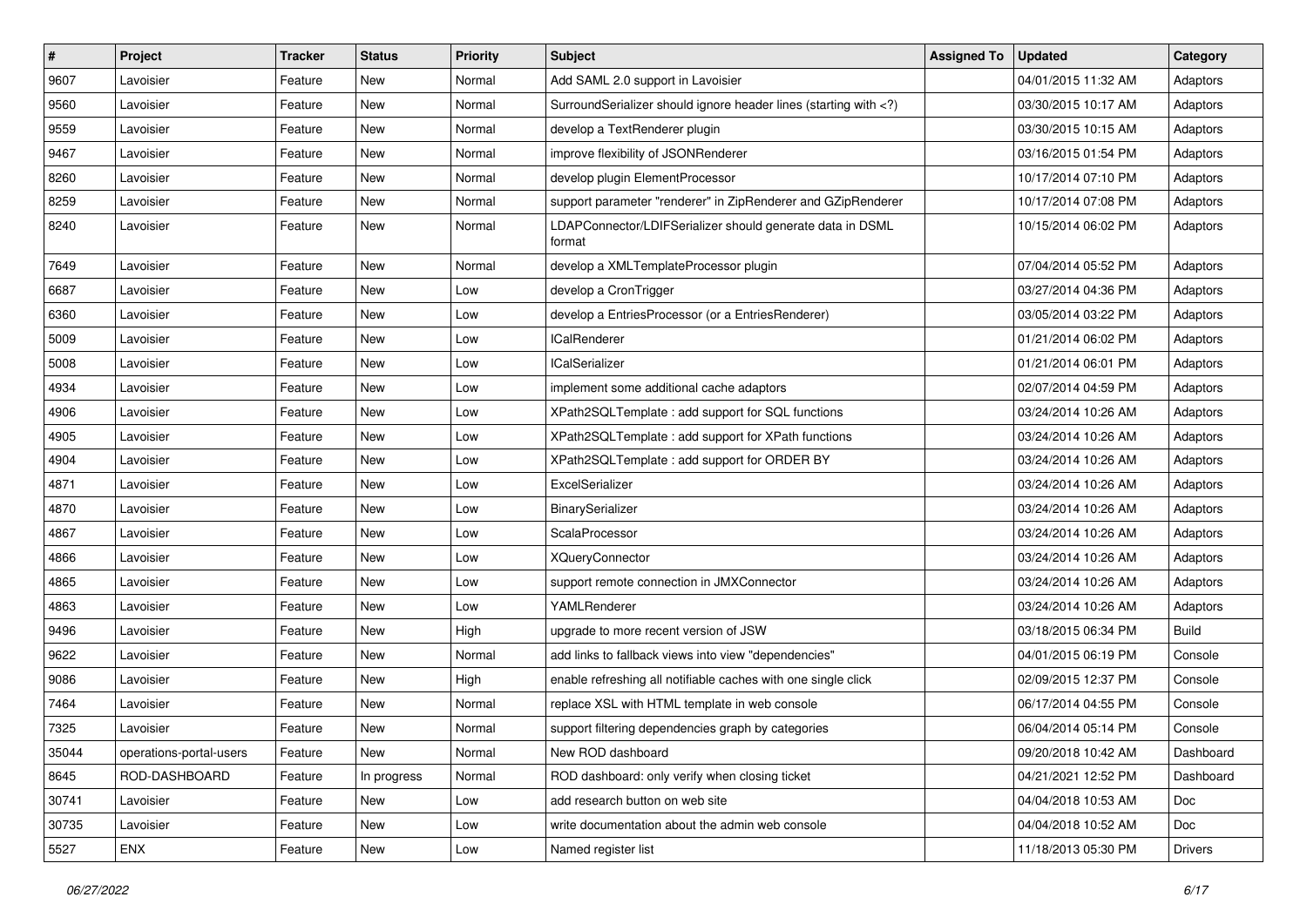| # | Project | Tracker | Status | Priority | Subject | Assigned To | Updated | Category |
|---|---|---|---|---|---|---|---|---|
| 9607 | Lavoisier | Feature | New | Normal | Add SAML 2.0 support in Lavoisier | | 04/01/2015 11:32 AM | Adaptors |
| 9560 | Lavoisier | Feature | New | Normal | SurroundSerializer should ignore header lines (starting with <?) | | 03/30/2015 10:17 AM | Adaptors |
| 9559 | Lavoisier | Feature | New | Normal | develop a TextRenderer plugin | | 03/30/2015 10:15 AM | Adaptors |
| 9467 | Lavoisier | Feature | New | Normal | improve flexibility of JSONRenderer | | 03/16/2015 01:54 PM | Adaptors |
| 8260 | Lavoisier | Feature | New | Normal | develop plugin ElementProcessor | | 10/17/2014 07:10 PM | Adaptors |
| 8259 | Lavoisier | Feature | New | Normal | support parameter "renderer" in ZipRenderer and GZipRenderer | | 10/17/2014 07:08 PM | Adaptors |
| 8240 | Lavoisier | Feature | New | Normal | LDAPConnector/LDIFSerializer should generate data in DSML format | | 10/15/2014 06:02 PM | Adaptors |
| 7649 | Lavoisier | Feature | New | Normal | develop a XMLTemplateProcessor plugin | | 07/04/2014 05:52 PM | Adaptors |
| 6687 | Lavoisier | Feature | New | Low | develop a CronTrigger | | 03/27/2014 04:36 PM | Adaptors |
| 6360 | Lavoisier | Feature | New | Low | develop a EntriesProcessor (or a EntriesRenderer) | | 03/05/2014 03:22 PM | Adaptors |
| 5009 | Lavoisier | Feature | New | Low | ICalRenderer | | 01/21/2014 06:02 PM | Adaptors |
| 5008 | Lavoisier | Feature | New | Low | ICalSerializer | | 01/21/2014 06:01 PM | Adaptors |
| 4934 | Lavoisier | Feature | New | Low | implement some additional cache adaptors | | 02/07/2014 04:59 PM | Adaptors |
| 4906 | Lavoisier | Feature | New | Low | XPath2SQLTemplate : add support for SQL functions | | 03/24/2014 10:26 AM | Adaptors |
| 4905 | Lavoisier | Feature | New | Low | XPath2SQLTemplate : add support for XPath functions | | 03/24/2014 10:26 AM | Adaptors |
| 4904 | Lavoisier | Feature | New | Low | XPath2SQLTemplate : add support for ORDER BY | | 03/24/2014 10:26 AM | Adaptors |
| 4871 | Lavoisier | Feature | New | Low | ExcelSerializer | | 03/24/2014 10:26 AM | Adaptors |
| 4870 | Lavoisier | Feature | New | Low | BinarySerializer | | 03/24/2014 10:26 AM | Adaptors |
| 4867 | Lavoisier | Feature | New | Low | ScalaProcessor | | 03/24/2014 10:26 AM | Adaptors |
| 4866 | Lavoisier | Feature | New | Low | XQueryConnector | | 03/24/2014 10:26 AM | Adaptors |
| 4865 | Lavoisier | Feature | New | Low | support remote connection in JMXConnector | | 03/24/2014 10:26 AM | Adaptors |
| 4863 | Lavoisier | Feature | New | Low | YAMLRenderer | | 03/24/2014 10:26 AM | Adaptors |
| 9496 | Lavoisier | Feature | New | High | upgrade to more recent version of JSW | | 03/18/2015 06:34 PM | Build |
| 9622 | Lavoisier | Feature | New | Normal | add links to fallback views into view "dependencies" | | 04/01/2015 06:19 PM | Console |
| 9086 | Lavoisier | Feature | New | High | enable refreshing all notifiable caches with one single click | | 02/09/2015 12:37 PM | Console |
| 7464 | Lavoisier | Feature | New | Normal | replace XSL with HTML template in web console | | 06/17/2014 04:55 PM | Console |
| 7325 | Lavoisier | Feature | New | Normal | support filtering dependencies graph by categories | | 06/04/2014 05:14 PM | Console |
| 35044 | operations-portal-users | Feature | New | Normal | New ROD dashboard | | 09/20/2018 10:42 AM | Dashboard |
| 8645 | ROD-DASHBOARD | Feature | In progress | Normal | ROD dashboard: only verify when closing ticket | | 04/21/2021 12:52 PM | Dashboard |
| 30741 | Lavoisier | Feature | New | Low | add research button on web site | | 04/04/2018 10:53 AM | Doc |
| 30735 | Lavoisier | Feature | New | Low | write documentation about the admin web console | | 04/04/2018 10:52 AM | Doc |
| 5527 | ENX | Feature | New | Low | Named register list | | 11/18/2013 05:30 PM | Drivers |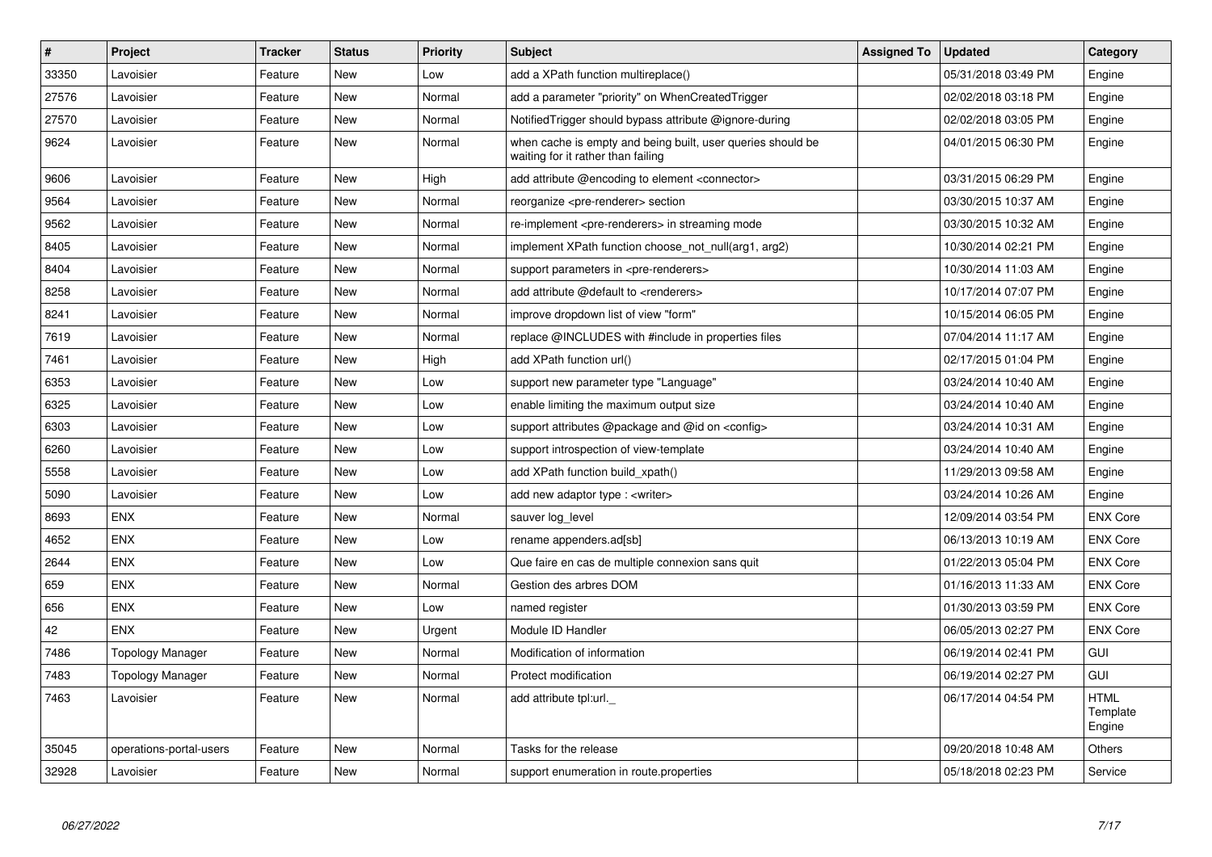| # | Project | Tracker | Status | Priority | Subject | Assigned To | Updated | Category |
|---|---|---|---|---|---|---|---|---|
| 33350 | Lavoisier | Feature | New | Low | add a XPath function multireplace() | | 05/31/2018 03:49 PM | Engine |
| 27576 | Lavoisier | Feature | New | Normal | add a parameter "priority" on WhenCreatedTrigger | | 02/02/2018 03:18 PM | Engine |
| 27570 | Lavoisier | Feature | New | Normal | NotifiedTrigger should bypass attribute @ignore-during | | 02/02/2018 03:05 PM | Engine |
| 9624 | Lavoisier | Feature | New | Normal | when cache is empty and being built, user queries should be waiting for it rather than failing | | 04/01/2015 06:30 PM | Engine |
| 9606 | Lavoisier | Feature | New | High | add attribute @encoding to element <connector> | | 03/31/2015 06:29 PM | Engine |
| 9564 | Lavoisier | Feature | New | Normal | reorganize <pre-renderer> section | | 03/30/2015 10:37 AM | Engine |
| 9562 | Lavoisier | Feature | New | Normal | re-implement <pre-renderers> in streaming mode | | 03/30/2015 10:32 AM | Engine |
| 8405 | Lavoisier | Feature | New | Normal | implement XPath function choose_not_null(arg1, arg2) | | 10/30/2014 02:21 PM | Engine |
| 8404 | Lavoisier | Feature | New | Normal | support parameters in <pre-renderers> | | 10/30/2014 11:03 AM | Engine |
| 8258 | Lavoisier | Feature | New | Normal | add attribute @default to <renderers> | | 10/17/2014 07:07 PM | Engine |
| 8241 | Lavoisier | Feature | New | Normal | improve dropdown list of view "form" | | 10/15/2014 06:05 PM | Engine |
| 7619 | Lavoisier | Feature | New | Normal | replace @INCLUDES with #include in properties files | | 07/04/2014 11:17 AM | Engine |
| 7461 | Lavoisier | Feature | New | High | add XPath function url() | | 02/17/2015 01:04 PM | Engine |
| 6353 | Lavoisier | Feature | New | Low | support new parameter type "Language" | | 03/24/2014 10:40 AM | Engine |
| 6325 | Lavoisier | Feature | New | Low | enable limiting the maximum output size | | 03/24/2014 10:40 AM | Engine |
| 6303 | Lavoisier | Feature | New | Low | support attributes @package and @id on <config> | | 03/24/2014 10:31 AM | Engine |
| 6260 | Lavoisier | Feature | New | Low | support introspection of view-template | | 03/24/2014 10:40 AM | Engine |
| 5558 | Lavoisier | Feature | New | Low | add XPath function build_xpath() | | 11/29/2013 09:58 AM | Engine |
| 5090 | Lavoisier | Feature | New | Low | add new adaptor type : <writer> | | 03/24/2014 10:26 AM | Engine |
| 8693 | ENX | Feature | New | Normal | sauver log_level | | 12/09/2014 03:54 PM | ENX Core |
| 4652 | ENX | Feature | New | Low | rename appenders.ad[sb] | | 06/13/2013 10:19 AM | ENX Core |
| 2644 | ENX | Feature | New | Low | Que faire en cas de multiple connexion sans quit | | 01/22/2013 05:04 PM | ENX Core |
| 659 | ENX | Feature | New | Normal | Gestion des arbres DOM | | 01/16/2013 11:33 AM | ENX Core |
| 656 | ENX | Feature | New | Low | named register | | 01/30/2013 03:59 PM | ENX Core |
| 42 | ENX | Feature | New | Urgent | Module ID Handler | | 06/05/2013 02:27 PM | ENX Core |
| 7486 | Topology Manager | Feature | New | Normal | Modification of information | | 06/19/2014 02:41 PM | GUI |
| 7483 | Topology Manager | Feature | New | Normal | Protect modification | | 06/19/2014 02:27 PM | GUI |
| 7463 | Lavoisier | Feature | New | Normal | add attribute tpl:url._ | | 06/17/2014 04:54 PM | HTML Template Engine |
| 35045 | operations-portal-users | Feature | New | Normal | Tasks for the release | | 09/20/2018 10:48 AM | Others |
| 32928 | Lavoisier | Feature | New | Normal | support enumeration in route.properties | | 05/18/2018 02:23 PM | Service |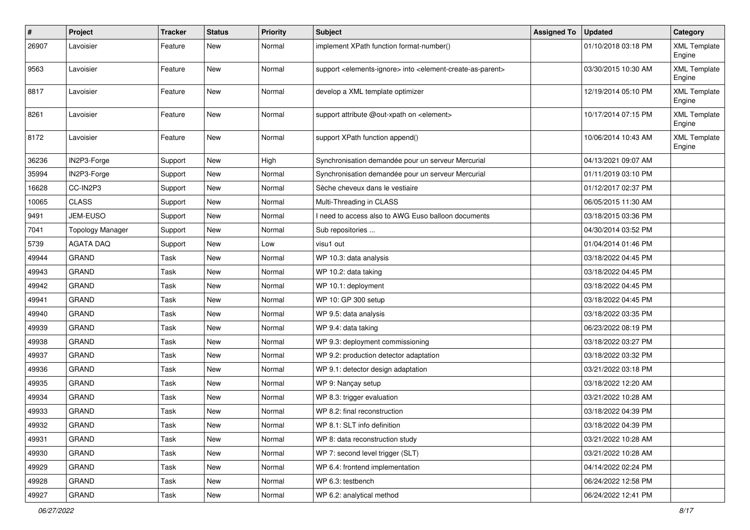| # | Project | Tracker | Status | Priority | Subject | Assigned To | Updated | Category |
|---|---|---|---|---|---|---|---|---|
| 26907 | Lavoisier | Feature | New | Normal | implement XPath function format-number() | | 01/10/2018 03:18 PM | XML Template Engine |
| 9563 | Lavoisier | Feature | New | Normal | support <elements-ignore> into <element-create-as-parent> | | 03/30/2015 10:30 AM | XML Template Engine |
| 8817 | Lavoisier | Feature | New | Normal | develop a XML template optimizer | | 12/19/2014 05:10 PM | XML Template Engine |
| 8261 | Lavoisier | Feature | New | Normal | support attribute @out-xpath on <element> | | 10/17/2014 07:15 PM | XML Template Engine |
| 8172 | Lavoisier | Feature | New | Normal | support XPath function append() | | 10/06/2014 10:43 AM | XML Template Engine |
| 36236 | IN2P3-Forge | Support | New | High | Synchronisation demandée pour un serveur Mercurial | | 04/13/2021 09:07 AM | |
| 35994 | IN2P3-Forge | Support | New | Normal | Synchronisation demandée pour un serveur Mercurial | | 01/11/2019 03:10 PM | |
| 16628 | CC-IN2P3 | Support | New | Normal | Sèche cheveux dans le vestiaire | | 01/12/2017 02:37 PM | |
| 10065 | CLASS | Support | New | Normal | Multi-Threading in CLASS | | 06/05/2015 11:30 AM | |
| 9491 | JEM-EUSO | Support | New | Normal | I need to access also to AWG Euso balloon documents | | 03/18/2015 03:36 PM | |
| 7041 | Topology Manager | Support | New | Normal | Sub repositories ... | | 04/30/2014 03:52 PM | |
| 5739 | AGATA DAQ | Support | New | Low | visu1 out | | 01/04/2014 01:46 PM | |
| 49944 | GRAND | Task | New | Normal | WP 10.3: data analysis | | 03/18/2022 04:45 PM | |
| 49943 | GRAND | Task | New | Normal | WP 10.2: data taking | | 03/18/2022 04:45 PM | |
| 49942 | GRAND | Task | New | Normal | WP 10.1: deployment | | 03/18/2022 04:45 PM | |
| 49941 | GRAND | Task | New | Normal | WP 10: GP 300 setup | | 03/18/2022 04:45 PM | |
| 49940 | GRAND | Task | New | Normal | WP 9.5: data analysis | | 03/18/2022 03:35 PM | |
| 49939 | GRAND | Task | New | Normal | WP 9.4: data taking | | 06/23/2022 08:19 PM | |
| 49938 | GRAND | Task | New | Normal | WP 9.3: deployment commissioning | | 03/18/2022 03:27 PM | |
| 49937 | GRAND | Task | New | Normal | WP 9.2: production detector adaptation | | 03/18/2022 03:32 PM | |
| 49936 | GRAND | Task | New | Normal | WP 9.1: detector design adaptation | | 03/21/2022 03:18 PM | |
| 49935 | GRAND | Task | New | Normal | WP 9: Nançay setup | | 03/18/2022 12:20 AM | |
| 49934 | GRAND | Task | New | Normal | WP 8.3: trigger evaluation | | 03/21/2022 10:28 AM | |
| 49933 | GRAND | Task | New | Normal | WP 8.2: final reconstruction | | 03/18/2022 04:39 PM | |
| 49932 | GRAND | Task | New | Normal | WP 8.1: SLT info definition | | 03/18/2022 04:39 PM | |
| 49931 | GRAND | Task | New | Normal | WP 8: data reconstruction study | | 03/21/2022 10:28 AM | |
| 49930 | GRAND | Task | New | Normal | WP 7: second level trigger (SLT) | | 03/21/2022 10:28 AM | |
| 49929 | GRAND | Task | New | Normal | WP 6.4: frontend implementation | | 04/14/2022 02:24 PM | |
| 49928 | GRAND | Task | New | Normal | WP 6.3: testbench | | 06/24/2022 12:58 PM | |
| 49927 | GRAND | Task | New | Normal | WP 6.2: analytical method | | 06/24/2022 12:41 PM | |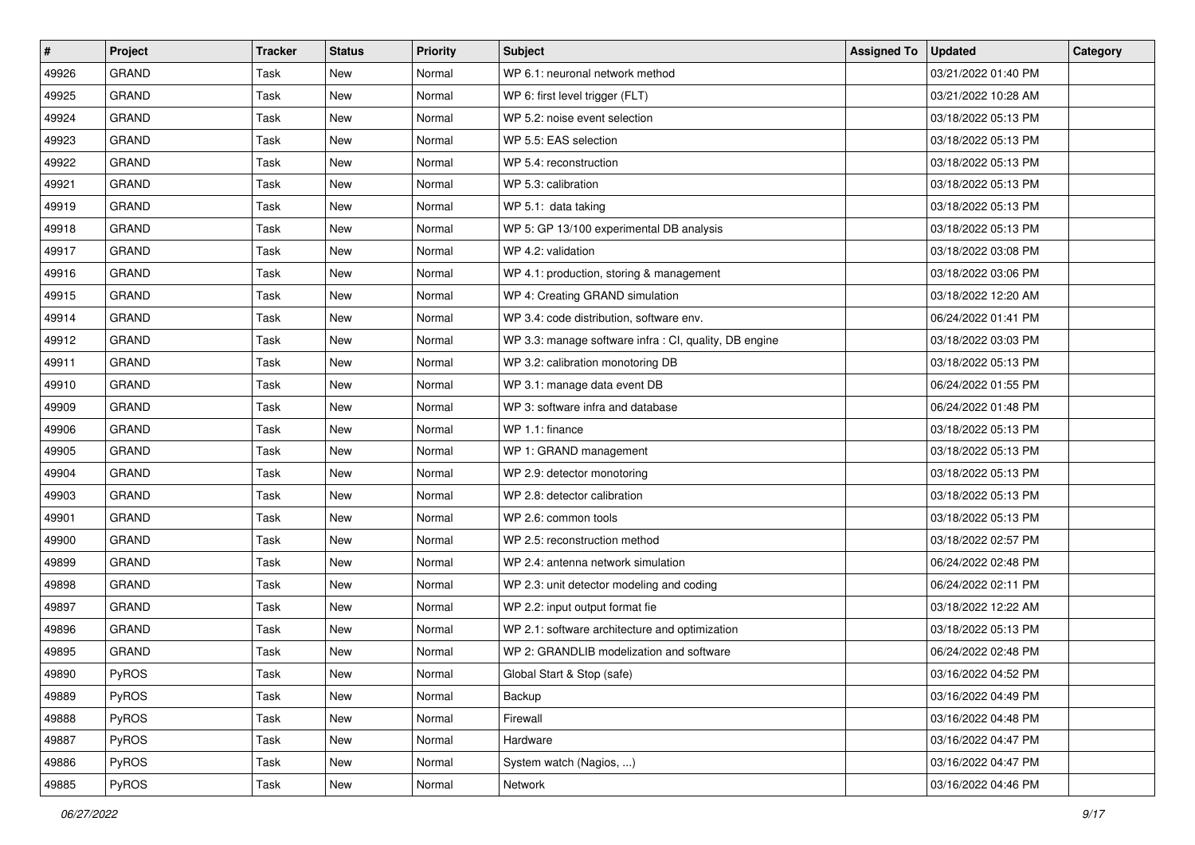| # | Project | Tracker | Status | Priority | Subject | Assigned To | Updated | Category |
|---|---|---|---|---|---|---|---|---|
| 49926 | GRAND | Task | New | Normal | WP 6.1: neuronal network method | | 03/21/2022 01:40 PM | |
| 49925 | GRAND | Task | New | Normal | WP 6: first level trigger (FLT) | | 03/21/2022 10:28 AM | |
| 49924 | GRAND | Task | New | Normal | WP 5.2: noise event selection | | 03/18/2022 05:13 PM | |
| 49923 | GRAND | Task | New | Normal | WP 5.5: EAS selection | | 03/18/2022 05:13 PM | |
| 49922 | GRAND | Task | New | Normal | WP 5.4: reconstruction | | 03/18/2022 05:13 PM | |
| 49921 | GRAND | Task | New | Normal | WP 5.3: calibration | | 03/18/2022 05:13 PM | |
| 49919 | GRAND | Task | New | Normal | WP 5.1:  data taking | | 03/18/2022 05:13 PM | |
| 49918 | GRAND | Task | New | Normal | WP 5: GP 13/100 experimental DB analysis | | 03/18/2022 05:13 PM | |
| 49917 | GRAND | Task | New | Normal | WP 4.2: validation | | 03/18/2022 03:08 PM | |
| 49916 | GRAND | Task | New | Normal | WP 4.1: production, storing & management | | 03/18/2022 03:06 PM | |
| 49915 | GRAND | Task | New | Normal | WP 4: Creating GRAND simulation | | 03/18/2022 12:20 AM | |
| 49914 | GRAND | Task | New | Normal | WP 3.4: code distribution, software env. | | 06/24/2022 01:41 PM | |
| 49912 | GRAND | Task | New | Normal | WP 3.3: manage software infra : CI, quality, DB engine | | 03/18/2022 03:03 PM | |
| 49911 | GRAND | Task | New | Normal | WP 3.2: calibration monotoring DB | | 03/18/2022 05:13 PM | |
| 49910 | GRAND | Task | New | Normal | WP 3.1: manage data event DB | | 06/24/2022 01:55 PM | |
| 49909 | GRAND | Task | New | Normal | WP 3: software infra and database | | 06/24/2022 01:48 PM | |
| 49906 | GRAND | Task | New | Normal | WP 1.1: finance | | 03/18/2022 05:13 PM | |
| 49905 | GRAND | Task | New | Normal | WP 1: GRAND management | | 03/18/2022 05:13 PM | |
| 49904 | GRAND | Task | New | Normal | WP 2.9: detector monotoring | | 03/18/2022 05:13 PM | |
| 49903 | GRAND | Task | New | Normal | WP 2.8: detector calibration | | 03/18/2022 05:13 PM | |
| 49901 | GRAND | Task | New | Normal | WP 2.6: common tools | | 03/18/2022 05:13 PM | |
| 49900 | GRAND | Task | New | Normal | WP 2.5: reconstruction method | | 03/18/2022 02:57 PM | |
| 49899 | GRAND | Task | New | Normal | WP 2.4: antenna network simulation | | 06/24/2022 02:48 PM | |
| 49898 | GRAND | Task | New | Normal | WP 2.3: unit detector modeling and coding | | 06/24/2022 02:11 PM | |
| 49897 | GRAND | Task | New | Normal | WP 2.2: input output format fie | | 03/18/2022 12:22 AM | |
| 49896 | GRAND | Task | New | Normal | WP 2.1: software architecture and optimization | | 03/18/2022 05:13 PM | |
| 49895 | GRAND | Task | New | Normal | WP 2: GRANDLIB modelization and software | | 06/24/2022 02:48 PM | |
| 49890 | PyROS | Task | New | Normal | Global Start & Stop (safe) | | 03/16/2022 04:52 PM | |
| 49889 | PyROS | Task | New | Normal | Backup | | 03/16/2022 04:49 PM | |
| 49888 | PyROS | Task | New | Normal | Firewall | | 03/16/2022 04:48 PM | |
| 49887 | PyROS | Task | New | Normal | Hardware | | 03/16/2022 04:47 PM | |
| 49886 | PyROS | Task | New | Normal | System watch (Nagios, ...) | | 03/16/2022 04:47 PM | |
| 49885 | PyROS | Task | New | Normal | Network | | 03/16/2022 04:46 PM | |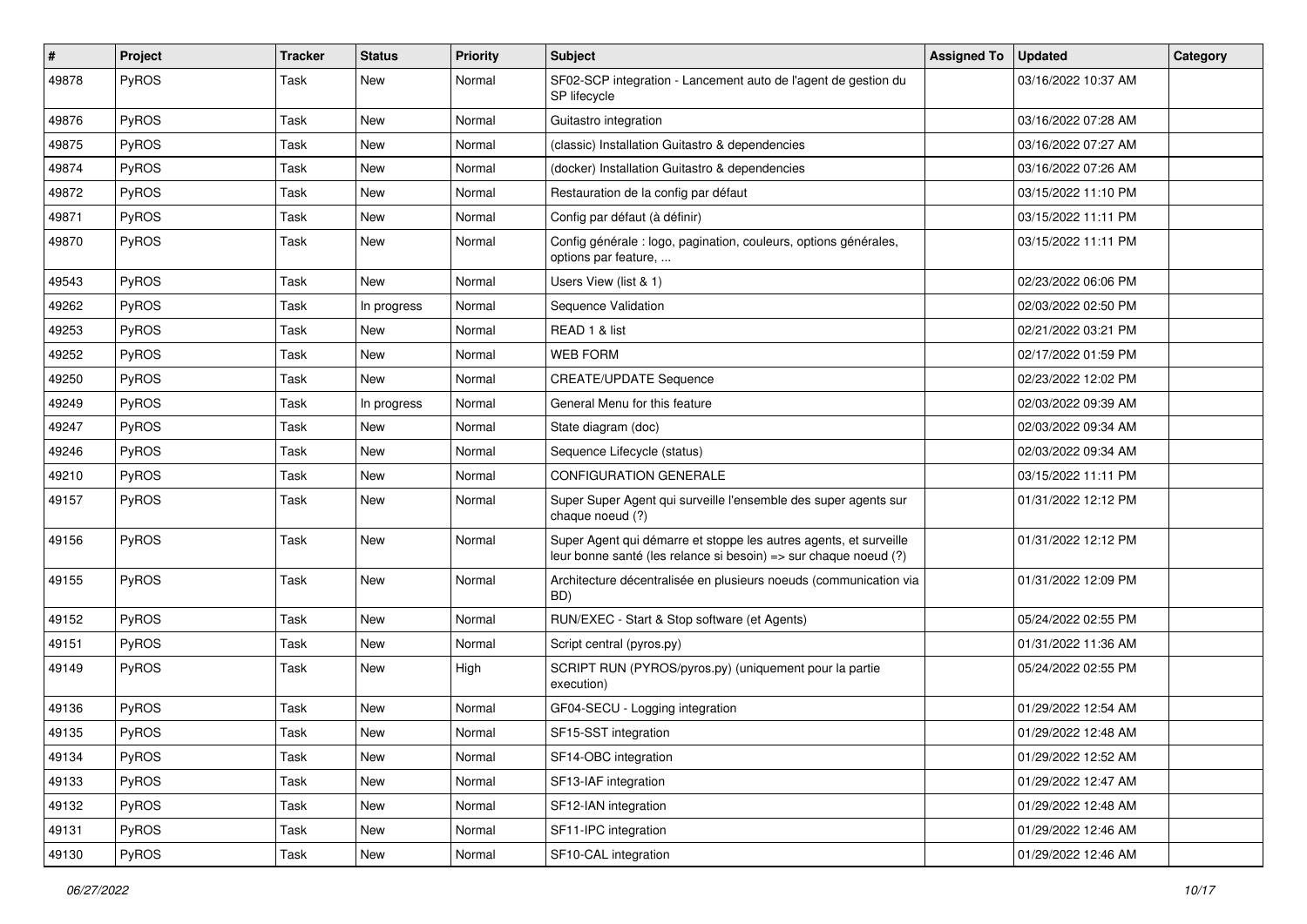| # | Project | Tracker | Status | Priority | Subject | Assigned To | Updated | Category |
|---|---|---|---|---|---|---|---|---|
| 49878 | PyROS | Task | New | Normal | SF02-SCP integration - Lancement auto de l'agent de gestion du SP lifecycle | | 03/16/2022 10:37 AM | |
| 49876 | PyROS | Task | New | Normal | Guitastro integration | | 03/16/2022 07:28 AM | |
| 49875 | PyROS | Task | New | Normal | (classic) Installation Guitastro & dependencies | | 03/16/2022 07:27 AM | |
| 49874 | PyROS | Task | New | Normal | (docker) Installation Guitastro & dependencies | | 03/16/2022 07:26 AM | |
| 49872 | PyROS | Task | New | Normal | Restauration de la config par défaut | | 03/15/2022 11:10 PM | |
| 49871 | PyROS | Task | New | Normal | Config par défaut (à définir) | | 03/15/2022 11:11 PM | |
| 49870 | PyROS | Task | New | Normal | Config générale : logo, pagination, couleurs, options générales, options par feature, ... | | 03/15/2022 11:11 PM | |
| 49543 | PyROS | Task | New | Normal | Users View (list & 1) | | 02/23/2022 06:06 PM | |
| 49262 | PyROS | Task | In progress | Normal | Sequence Validation | | 02/03/2022 02:50 PM | |
| 49253 | PyROS | Task | New | Normal | READ 1 & list | | 02/21/2022 03:21 PM | |
| 49252 | PyROS | Task | New | Normal | WEB FORM | | 02/17/2022 01:59 PM | |
| 49250 | PyROS | Task | New | Normal | CREATE/UPDATE Sequence | | 02/23/2022 12:02 PM | |
| 49249 | PyROS | Task | In progress | Normal | General Menu for this feature | | 02/03/2022 09:39 AM | |
| 49247 | PyROS | Task | New | Normal | State diagram (doc) | | 02/03/2022 09:34 AM | |
| 49246 | PyROS | Task | New | Normal | Sequence Lifecycle (status) | | 02/03/2022 09:34 AM | |
| 49210 | PyROS | Task | New | Normal | CONFIGURATION GENERALE | | 03/15/2022 11:11 PM | |
| 49157 | PyROS | Task | New | Normal | Super Super Agent qui surveille l'ensemble des super agents sur chaque noeud (?) | | 01/31/2022 12:12 PM | |
| 49156 | PyROS | Task | New | Normal | Super Agent qui démarre et stoppe les autres agents, et surveille leur bonne santé (les relance si besoin) => sur chaque noeud (?) | | 01/31/2022 12:12 PM | |
| 49155 | PyROS | Task | New | Normal | Architecture décentralisée en plusieurs noeuds (communication via BD) | | 01/31/2022 12:09 PM | |
| 49152 | PyROS | Task | New | Normal | RUN/EXEC - Start & Stop software (et Agents) | | 05/24/2022 02:55 PM | |
| 49151 | PyROS | Task | New | Normal | Script central (pyros.py) | | 01/31/2022 11:36 AM | |
| 49149 | PyROS | Task | New | High | SCRIPT RUN (PYROS/pyros.py) (uniquement pour la partie execution) | | 05/24/2022 02:55 PM | |
| 49136 | PyROS | Task | New | Normal | GF04-SECU - Logging integration | | 01/29/2022 12:54 AM | |
| 49135 | PyROS | Task | New | Normal | SF15-SST integration | | 01/29/2022 12:48 AM | |
| 49134 | PyROS | Task | New | Normal | SF14-OBC integration | | 01/29/2022 12:52 AM | |
| 49133 | PyROS | Task | New | Normal | SF13-IAF integration | | 01/29/2022 12:47 AM | |
| 49132 | PyROS | Task | New | Normal | SF12-IAN integration | | 01/29/2022 12:48 AM | |
| 49131 | PyROS | Task | New | Normal | SF11-IPC integration | | 01/29/2022 12:46 AM | |
| 49130 | PyROS | Task | New | Normal | SF10-CAL integration | | 01/29/2022 12:46 AM | |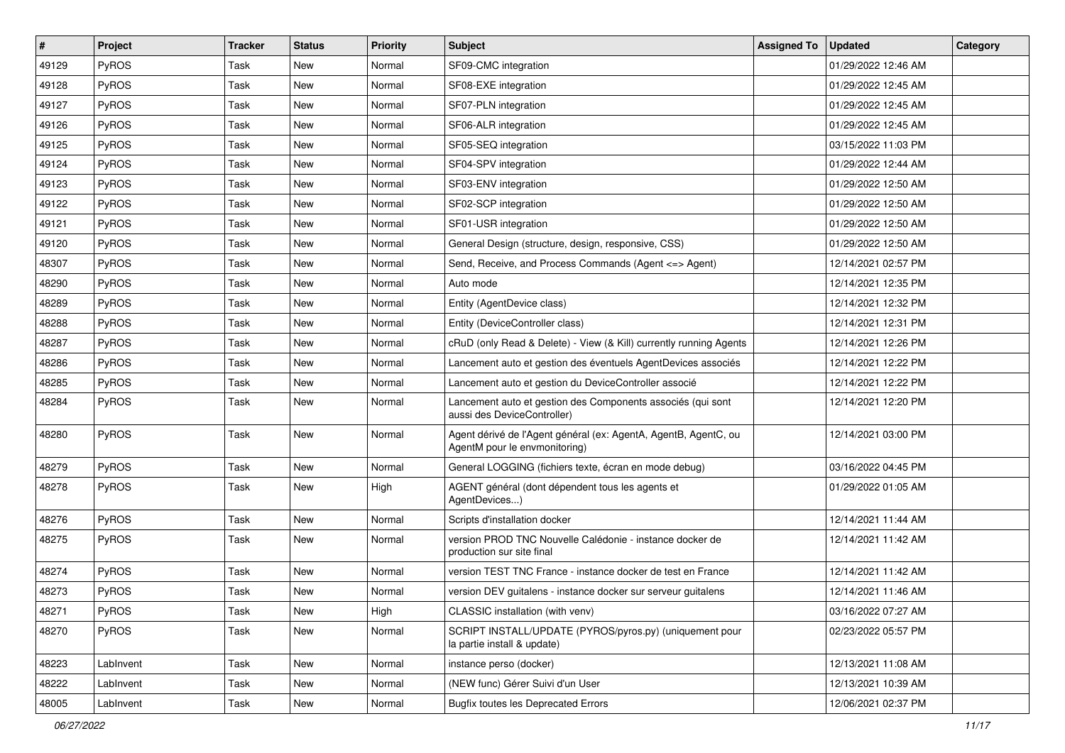| # | Project | Tracker | Status | Priority | Subject | Assigned To | Updated | Category |
|---|---|---|---|---|---|---|---|---|
| 49129 | PyROS | Task | New | Normal | SF09-CMC integration | | 01/29/2022 12:46 AM | |
| 49128 | PyROS | Task | New | Normal | SF08-EXE integration | | 01/29/2022 12:45 AM | |
| 49127 | PyROS | Task | New | Normal | SF07-PLN integration | | 01/29/2022 12:45 AM | |
| 49126 | PyROS | Task | New | Normal | SF06-ALR integration | | 01/29/2022 12:45 AM | |
| 49125 | PyROS | Task | New | Normal | SF05-SEQ integration | | 03/15/2022 11:03 PM | |
| 49124 | PyROS | Task | New | Normal | SF04-SPV integration | | 01/29/2022 12:44 AM | |
| 49123 | PyROS | Task | New | Normal | SF03-ENV integration | | 01/29/2022 12:50 AM | |
| 49122 | PyROS | Task | New | Normal | SF02-SCP integration | | 01/29/2022 12:50 AM | |
| 49121 | PyROS | Task | New | Normal | SF01-USR integration | | 01/29/2022 12:50 AM | |
| 49120 | PyROS | Task | New | Normal | General Design (structure, design, responsive, CSS) | | 01/29/2022 12:50 AM | |
| 48307 | PyROS | Task | New | Normal | Send, Receive, and Process Commands (Agent <=> Agent) | | 12/14/2021 02:57 PM | |
| 48290 | PyROS | Task | New | Normal | Auto mode | | 12/14/2021 12:35 PM | |
| 48289 | PyROS | Task | New | Normal | Entity (AgentDevice class) | | 12/14/2021 12:32 PM | |
| 48288 | PyROS | Task | New | Normal | Entity (DeviceController class) | | 12/14/2021 12:31 PM | |
| 48287 | PyROS | Task | New | Normal | cRuD (only Read & Delete) - View (& Kill) currently running Agents | | 12/14/2021 12:26 PM | |
| 48286 | PyROS | Task | New | Normal | Lancement auto et gestion des éventuels AgentDevices associés | | 12/14/2021 12:22 PM | |
| 48285 | PyROS | Task | New | Normal | Lancement auto et gestion du DeviceController associé | | 12/14/2021 12:22 PM | |
| 48284 | PyROS | Task | New | Normal | Lancement auto et gestion des Components associés (qui sont aussi des DeviceController) | | 12/14/2021 12:20 PM | |
| 48280 | PyROS | Task | New | Normal | Agent dérivé de l'Agent général (ex: AgentA, AgentB, AgentC, ou AgentM pour le envmonitoring) | | 12/14/2021 03:00 PM | |
| 48279 | PyROS | Task | New | Normal | General LOGGING (fichiers texte, écran en mode debug) | | 03/16/2022 04:45 PM | |
| 48278 | PyROS | Task | New | High | AGENT général (dont dépendent tous les agents et AgentDevices...) | | 01/29/2022 01:05 AM | |
| 48276 | PyROS | Task | New | Normal | Scripts d'installation docker | | 12/14/2021 11:44 AM | |
| 48275 | PyROS | Task | New | Normal | version PROD TNC Nouvelle Calédonie - instance docker de production sur site final | | 12/14/2021 11:42 AM | |
| 48274 | PyROS | Task | New | Normal | version TEST TNC France - instance docker de test en France | | 12/14/2021 11:42 AM | |
| 48273 | PyROS | Task | New | Normal | version DEV guitalens - instance docker sur serveur guitalens | | 12/14/2021 11:46 AM | |
| 48271 | PyROS | Task | New | High | CLASSIC installation (with venv) | | 03/16/2022 07:27 AM | |
| 48270 | PyROS | Task | New | Normal | SCRIPT INSTALL/UPDATE (PYROS/pyros.py) (uniquement pour la partie install & update) | | 02/23/2022 05:57 PM | |
| 48223 | LabInvent | Task | New | Normal | instance perso (docker) | | 12/13/2021 11:08 AM | |
| 48222 | LabInvent | Task | New | Normal | (NEW func) Gérer Suivi d'un User | | 12/13/2021 10:39 AM | |
| 48005 | LabInvent | Task | New | Normal | Bugfix toutes les Deprecated Errors | | 12/06/2021 02:37 PM | |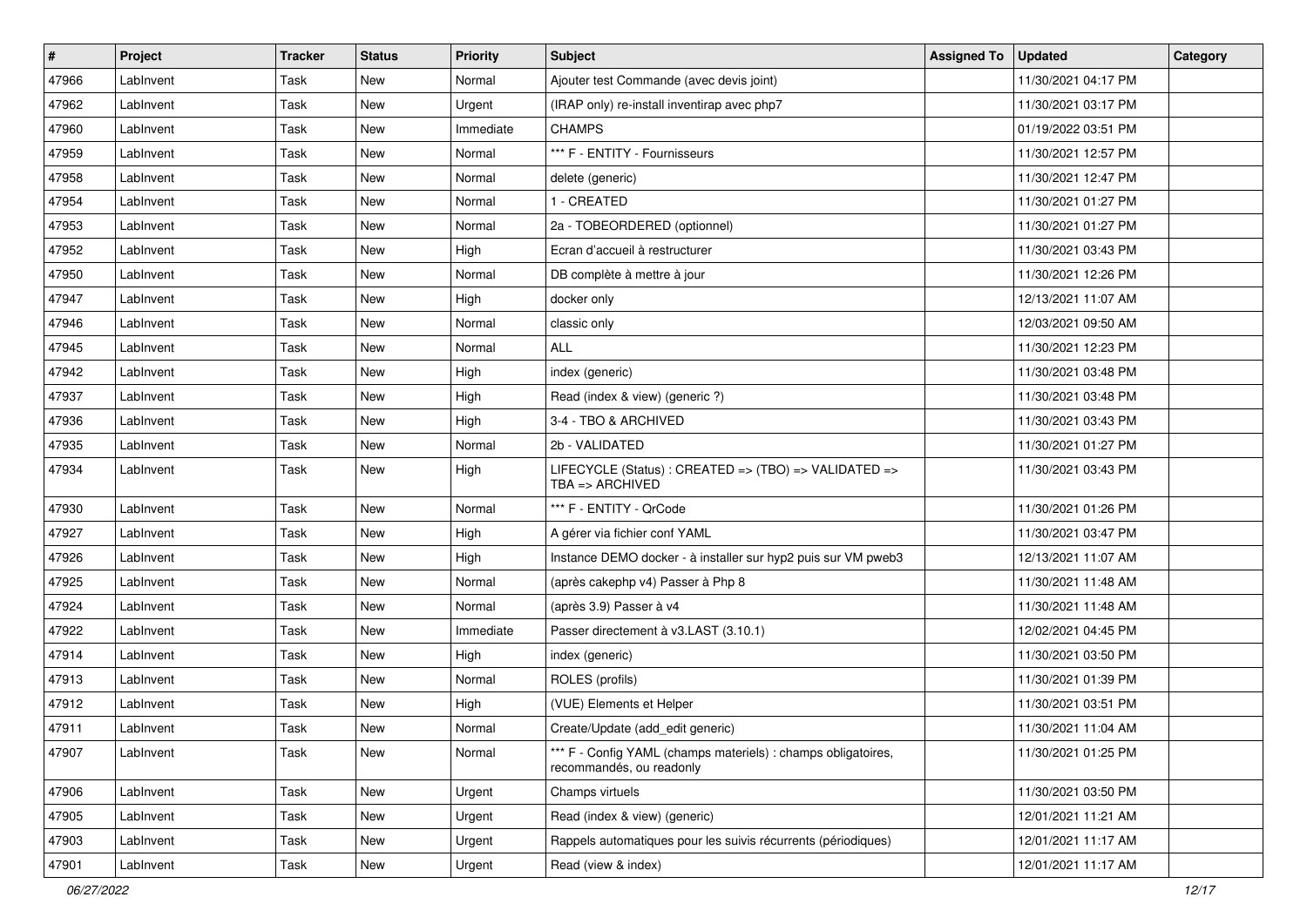| # | Project | Tracker | Status | Priority | Subject | Assigned To | Updated | Category |
|---|---|---|---|---|---|---|---|---|
| 47966 | LabInvent | Task | New | Normal | Ajouter test Commande (avec devis joint) | | 11/30/2021 04:17 PM | |
| 47962 | LabInvent | Task | New | Urgent | (IRAP only) re-install inventirap avec php7 | | 11/30/2021 03:17 PM | |
| 47960 | LabInvent | Task | New | Immediate | CHAMPS | | 01/19/2022 03:51 PM | |
| 47959 | LabInvent | Task | New | Normal | *** F - ENTITY - Fournisseurs | | 11/30/2021 12:57 PM | |
| 47958 | LabInvent | Task | New | Normal | delete (generic) | | 11/30/2021 12:47 PM | |
| 47954 | LabInvent | Task | New | Normal | 1 - CREATED | | 11/30/2021 01:27 PM | |
| 47953 | LabInvent | Task | New | Normal | 2a - TOBEORDERED (optionnel) | | 11/30/2021 01:27 PM | |
| 47952 | LabInvent | Task | New | High | Ecran d'accueil à restructurer | | 11/30/2021 03:43 PM | |
| 47950 | LabInvent | Task | New | Normal | DB complète à mettre à jour | | 11/30/2021 12:26 PM | |
| 47947 | LabInvent | Task | New | High | docker only | | 12/13/2021 11:07 AM | |
| 47946 | LabInvent | Task | New | Normal | classic only | | 12/03/2021 09:50 AM | |
| 47945 | LabInvent | Task | New | Normal | ALL | | 11/30/2021 12:23 PM | |
| 47942 | LabInvent | Task | New | High | index (generic) | | 11/30/2021 03:48 PM | |
| 47937 | LabInvent | Task | New | High | Read (index & view) (generic ?) | | 11/30/2021 03:48 PM | |
| 47936 | LabInvent | Task | New | High | 3-4 - TBO & ARCHIVED | | 11/30/2021 03:43 PM | |
| 47935 | LabInvent | Task | New | Normal | 2b - VALIDATED | | 11/30/2021 01:27 PM | |
| 47934 | LabInvent | Task | New | High | LIFECYCLE (Status) : CREATED => (TBO) => VALIDATED => TBA => ARCHIVED | | 11/30/2021 03:43 PM | |
| 47930 | LabInvent | Task | New | Normal | *** F - ENTITY - QrCode | | 11/30/2021 01:26 PM | |
| 47927 | LabInvent | Task | New | High | A gérer via fichier conf YAML | | 11/30/2021 03:47 PM | |
| 47926 | LabInvent | Task | New | High | Instance DEMO docker - à installer sur hyp2 puis sur VM pweb3 | | 12/13/2021 11:07 AM | |
| 47925 | LabInvent | Task | New | Normal | (après cakephp v4) Passer à Php 8 | | 11/30/2021 11:48 AM | |
| 47924 | LabInvent | Task | New | Normal | (après 3.9) Passer à v4 | | 11/30/2021 11:48 AM | |
| 47922 | LabInvent | Task | New | Immediate | Passer directement à v3.LAST (3.10.1) | | 12/02/2021 04:45 PM | |
| 47914 | LabInvent | Task | New | High | index (generic) | | 11/30/2021 03:50 PM | |
| 47913 | LabInvent | Task | New | Normal | ROLES (profils) | | 11/30/2021 01:39 PM | |
| 47912 | LabInvent | Task | New | High | (VUE) Elements et Helper | | 11/30/2021 03:51 PM | |
| 47911 | LabInvent | Task | New | Normal | Create/Update (add_edit generic) | | 11/30/2021 11:04 AM | |
| 47907 | LabInvent | Task | New | Normal | *** F - Config YAML (champs materiels) : champs obligatoires, recommandés, ou readonly | | 11/30/2021 01:25 PM | |
| 47906 | LabInvent | Task | New | Urgent | Champs virtuels | | 11/30/2021 03:50 PM | |
| 47905 | LabInvent | Task | New | Urgent | Read (index & view) (generic) | | 12/01/2021 11:21 AM | |
| 47903 | LabInvent | Task | New | Urgent | Rappels automatiques pour les suivis récurrents (périodiques) | | 12/01/2021 11:17 AM | |
| 47901 | LabInvent | Task | New | Urgent | Read (view & index) | | 12/01/2021 11:17 AM | |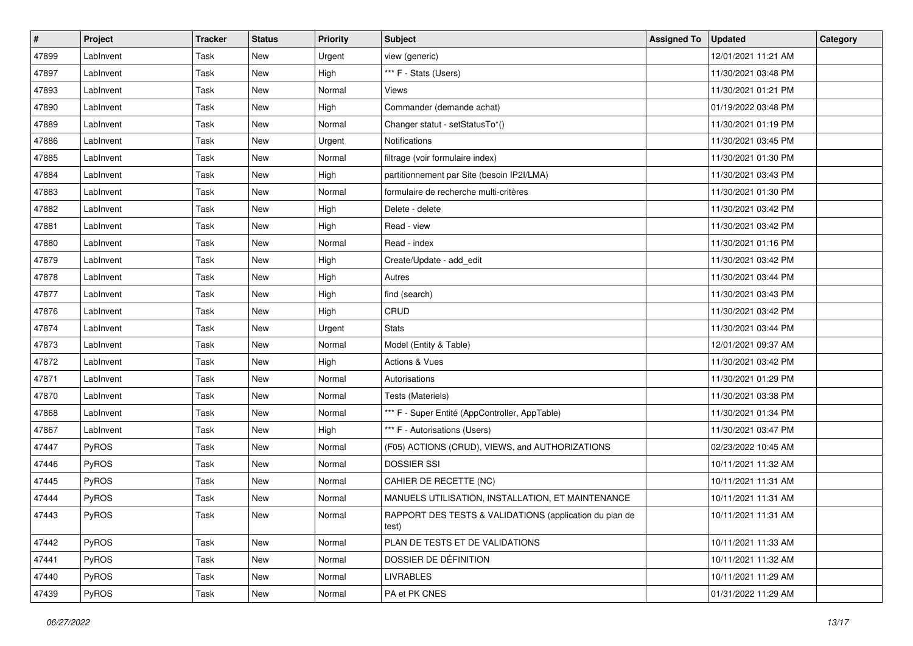| # | Project | Tracker | Status | Priority | Subject | Assigned To | Updated | Category |
|---|---|---|---|---|---|---|---|---|
| 47899 | LabInvent | Task | New | Urgent | view (generic) | | 12/01/2021 11:21 AM | |
| 47897 | LabInvent | Task | New | High | *** F - Stats (Users) | | 11/30/2021 03:48 PM | |
| 47893 | LabInvent | Task | New | Normal | Views | | 11/30/2021 01:21 PM | |
| 47890 | LabInvent | Task | New | High | Commander (demande achat) | | 01/19/2022 03:48 PM | |
| 47889 | LabInvent | Task | New | Normal | Changer statut - setStatusTo*() | | 11/30/2021 01:19 PM | |
| 47886 | LabInvent | Task | New | Urgent | Notifications | | 11/30/2021 03:45 PM | |
| 47885 | LabInvent | Task | New | Normal | filtrage (voir formulaire index) | | 11/30/2021 01:30 PM | |
| 47884 | LabInvent | Task | New | High | partitionnement par Site (besoin IP2I/LMA) | | 11/30/2021 03:43 PM | |
| 47883 | LabInvent | Task | New | Normal | formulaire de recherche multi-critères | | 11/30/2021 01:30 PM | |
| 47882 | LabInvent | Task | New | High | Delete - delete | | 11/30/2021 03:42 PM | |
| 47881 | LabInvent | Task | New | High | Read - view | | 11/30/2021 03:42 PM | |
| 47880 | LabInvent | Task | New | Normal | Read - index | | 11/30/2021 01:16 PM | |
| 47879 | LabInvent | Task | New | High | Create/Update - add_edit | | 11/30/2021 03:42 PM | |
| 47878 | LabInvent | Task | New | High | Autres | | 11/30/2021 03:44 PM | |
| 47877 | LabInvent | Task | New | High | find (search) | | 11/30/2021 03:43 PM | |
| 47876 | LabInvent | Task | New | High | CRUD | | 11/30/2021 03:42 PM | |
| 47874 | LabInvent | Task | New | Urgent | Stats | | 11/30/2021 03:44 PM | |
| 47873 | LabInvent | Task | New | Normal | Model (Entity & Table) | | 12/01/2021 09:37 AM | |
| 47872 | LabInvent | Task | New | High | Actions & Vues | | 11/30/2021 03:42 PM | |
| 47871 | LabInvent | Task | New | Normal | Autorisations | | 11/30/2021 01:29 PM | |
| 47870 | LabInvent | Task | New | Normal | Tests (Materiels) | | 11/30/2021 03:38 PM | |
| 47868 | LabInvent | Task | New | Normal | *** F - Super Entité (AppController, AppTable) | | 11/30/2021 01:34 PM | |
| 47867 | LabInvent | Task | New | High | *** F - Autorisations (Users) | | 11/30/2021 03:47 PM | |
| 47447 | PyROS | Task | New | Normal | (F05) ACTIONS (CRUD), VIEWS, and AUTHORIZATIONS | | 02/23/2022 10:45 AM | |
| 47446 | PyROS | Task | New | Normal | DOSSIER SSI | | 10/11/2021 11:32 AM | |
| 47445 | PyROS | Task | New | Normal | CAHIER DE RECETTE (NC) | | 10/11/2021 11:31 AM | |
| 47444 | PyROS | Task | New | Normal | MANUELS UTILISATION, INSTALLATION, ET MAINTENANCE | | 10/11/2021 11:31 AM | |
| 47443 | PyROS | Task | New | Normal | RAPPORT DES TESTS & VALIDATIONS (application du plan de test) | | 10/11/2021 11:31 AM | |
| 47442 | PyROS | Task | New | Normal | PLAN DE TESTS ET DE VALIDATIONS | | 10/11/2021 11:33 AM | |
| 47441 | PyROS | Task | New | Normal | DOSSIER DE DÉFINITION | | 10/11/2021 11:32 AM | |
| 47440 | PyROS | Task | New | Normal | LIVRABLES | | 10/11/2021 11:29 AM | |
| 47439 | PyROS | Task | New | Normal | PA et PK CNES | | 01/31/2022 11:29 AM | |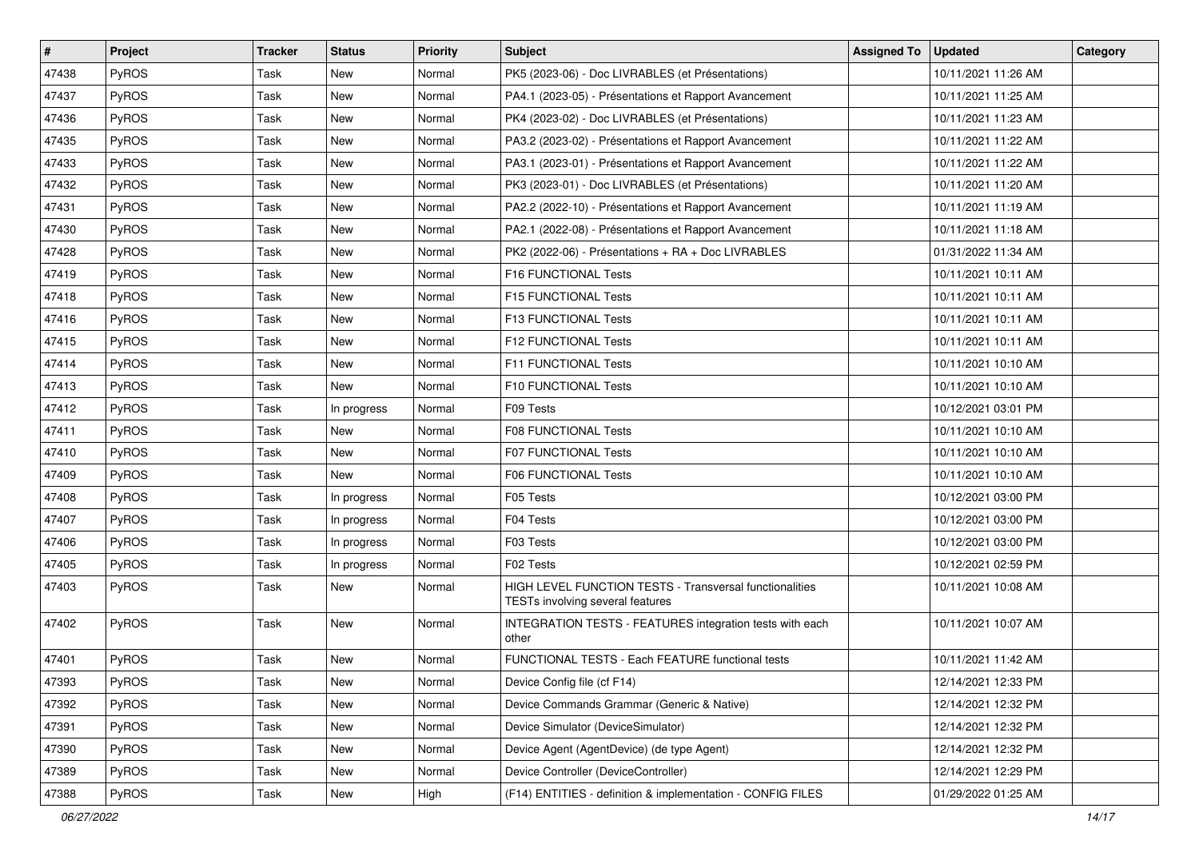| # | Project | Tracker | Status | Priority | Subject | Assigned To | Updated | Category |
|---|---|---|---|---|---|---|---|---|
| 47438 | PyROS | Task | New | Normal | PK5 (2023-06) - Doc LIVRABLES (et Présentations) | | 10/11/2021 11:26 AM | |
| 47437 | PyROS | Task | New | Normal | PA4.1 (2023-05) - Présentations et Rapport Avancement | | 10/11/2021 11:25 AM | |
| 47436 | PyROS | Task | New | Normal | PK4 (2023-02) - Doc LIVRABLES (et Présentations) | | 10/11/2021 11:23 AM | |
| 47435 | PyROS | Task | New | Normal | PA3.2 (2023-02) - Présentations et Rapport Avancement | | 10/11/2021 11:22 AM | |
| 47433 | PyROS | Task | New | Normal | PA3.1 (2023-01) - Présentations et Rapport Avancement | | 10/11/2021 11:22 AM | |
| 47432 | PyROS | Task | New | Normal | PK3 (2023-01) - Doc LIVRABLES (et Présentations) | | 10/11/2021 11:20 AM | |
| 47431 | PyROS | Task | New | Normal | PA2.2 (2022-10) - Présentations et Rapport Avancement | | 10/11/2021 11:19 AM | |
| 47430 | PyROS | Task | New | Normal | PA2.1 (2022-08) - Présentations et Rapport Avancement | | 10/11/2021 11:18 AM | |
| 47428 | PyROS | Task | New | Normal | PK2 (2022-06) - Présentations + RA + Doc LIVRABLES | | 01/31/2022 11:34 AM | |
| 47419 | PyROS | Task | New | Normal | F16 FUNCTIONAL Tests | | 10/11/2021 10:11 AM | |
| 47418 | PyROS | Task | New | Normal | F15 FUNCTIONAL Tests | | 10/11/2021 10:11 AM | |
| 47416 | PyROS | Task | New | Normal | F13 FUNCTIONAL Tests | | 10/11/2021 10:11 AM | |
| 47415 | PyROS | Task | New | Normal | F12 FUNCTIONAL Tests | | 10/11/2021 10:11 AM | |
| 47414 | PyROS | Task | New | Normal | F11 FUNCTIONAL Tests | | 10/11/2021 10:10 AM | |
| 47413 | PyROS | Task | New | Normal | F10 FUNCTIONAL Tests | | 10/11/2021 10:10 AM | |
| 47412 | PyROS | Task | In progress | Normal | F09 Tests | | 10/12/2021 03:01 PM | |
| 47411 | PyROS | Task | New | Normal | F08 FUNCTIONAL Tests | | 10/11/2021 10:10 AM | |
| 47410 | PyROS | Task | New | Normal | F07 FUNCTIONAL Tests | | 10/11/2021 10:10 AM | |
| 47409 | PyROS | Task | New | Normal | F06 FUNCTIONAL Tests | | 10/11/2021 10:10 AM | |
| 47408 | PyROS | Task | In progress | Normal | F05 Tests | | 10/12/2021 03:00 PM | |
| 47407 | PyROS | Task | In progress | Normal | F04 Tests | | 10/12/2021 03:00 PM | |
| 47406 | PyROS | Task | In progress | Normal | F03 Tests | | 10/12/2021 03:00 PM | |
| 47405 | PyROS | Task | In progress | Normal | F02 Tests | | 10/12/2021 02:59 PM | |
| 47403 | PyROS | Task | New | Normal | HIGH LEVEL FUNCTION TESTS - Transversal functionalities TESTs involving several features | | 10/11/2021 10:08 AM | |
| 47402 | PyROS | Task | New | Normal | INTEGRATION TESTS - FEATURES integration tests with each other | | 10/11/2021 10:07 AM | |
| 47401 | PyROS | Task | New | Normal | FUNCTIONAL TESTS - Each FEATURE functional tests | | 10/11/2021 11:42 AM | |
| 47393 | PyROS | Task | New | Normal | Device Config file (cf F14) | | 12/14/2021 12:33 PM | |
| 47392 | PyROS | Task | New | Normal | Device Commands Grammar (Generic & Native) | | 12/14/2021 12:32 PM | |
| 47391 | PyROS | Task | New | Normal | Device Simulator (DeviceSimulator) | | 12/14/2021 12:32 PM | |
| 47390 | PyROS | Task | New | Normal | Device Agent (AgentDevice) (de type Agent) | | 12/14/2021 12:32 PM | |
| 47389 | PyROS | Task | New | Normal | Device Controller (DeviceController) | | 12/14/2021 12:29 PM | |
| 47388 | PyROS | Task | New | High | (F14) ENTITIES - definition & implementation - CONFIG FILES | | 01/29/2022 01:25 AM | |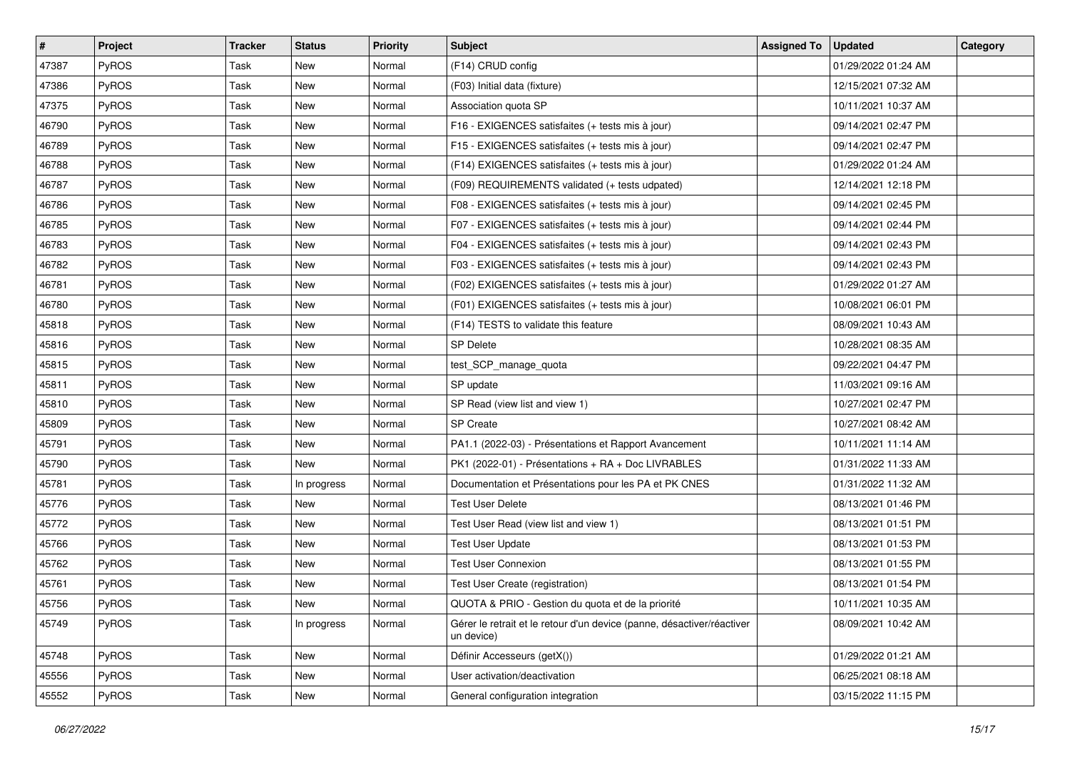| # | Project | Tracker | Status | Priority | Subject | Assigned To | Updated | Category |
|---|---|---|---|---|---|---|---|---|
| 47387 | PyROS | Task | New | Normal | (F14) CRUD config | | 01/29/2022 01:24 AM | |
| 47386 | PyROS | Task | New | Normal | (F03) Initial data (fixture) | | 12/15/2021 07:32 AM | |
| 47375 | PyROS | Task | New | Normal | Association quota SP | | 10/11/2021 10:37 AM | |
| 46790 | PyROS | Task | New | Normal | F16 - EXIGENCES satisfaites (+ tests mis à jour) | | 09/14/2021 02:47 PM | |
| 46789 | PyROS | Task | New | Normal | F15 - EXIGENCES satisfaites (+ tests mis à jour) | | 09/14/2021 02:47 PM | |
| 46788 | PyROS | Task | New | Normal | (F14) EXIGENCES satisfaites (+ tests mis à jour) | | 01/29/2022 01:24 AM | |
| 46787 | PyROS | Task | New | Normal | (F09) REQUIREMENTS validated (+ tests udpated) | | 12/14/2021 12:18 PM | |
| 46786 | PyROS | Task | New | Normal | F08 - EXIGENCES satisfaites (+ tests mis à jour) | | 09/14/2021 02:45 PM | |
| 46785 | PyROS | Task | New | Normal | F07 - EXIGENCES satisfaites (+ tests mis à jour) | | 09/14/2021 02:44 PM | |
| 46783 | PyROS | Task | New | Normal | F04 - EXIGENCES satisfaites (+ tests mis à jour) | | 09/14/2021 02:43 PM | |
| 46782 | PyROS | Task | New | Normal | F03 - EXIGENCES satisfaites (+ tests mis à jour) | | 09/14/2021 02:43 PM | |
| 46781 | PyROS | Task | New | Normal | (F02) EXIGENCES satisfaites (+ tests mis à jour) | | 01/29/2022 01:27 AM | |
| 46780 | PyROS | Task | New | Normal | (F01) EXIGENCES satisfaites (+ tests mis à jour) | | 10/08/2021 06:01 PM | |
| 45818 | PyROS | Task | New | Normal | (F14) TESTS to validate this feature | | 08/09/2021 10:43 AM | |
| 45816 | PyROS | Task | New | Normal | SP Delete | | 10/28/2021 08:35 AM | |
| 45815 | PyROS | Task | New | Normal | test_SCP_manage_quota | | 09/22/2021 04:47 PM | |
| 45811 | PyROS | Task | New | Normal | SP update | | 11/03/2021 09:16 AM | |
| 45810 | PyROS | Task | New | Normal | SP Read (view list and view 1) | | 10/27/2021 02:47 PM | |
| 45809 | PyROS | Task | New | Normal | SP Create | | 10/27/2021 08:42 AM | |
| 45791 | PyROS | Task | New | Normal | PA1.1 (2022-03) - Présentations et Rapport Avancement | | 10/11/2021 11:14 AM | |
| 45790 | PyROS | Task | New | Normal | PK1 (2022-01) - Présentations + RA + Doc LIVRABLES | | 01/31/2022 11:33 AM | |
| 45781 | PyROS | Task | In progress | Normal | Documentation et Présentations pour les PA et PK CNES | | 01/31/2022 11:32 AM | |
| 45776 | PyROS | Task | New | Normal | Test User Delete | | 08/13/2021 01:46 PM | |
| 45772 | PyROS | Task | New | Normal | Test User Read (view list and view 1) | | 08/13/2021 01:51 PM | |
| 45766 | PyROS | Task | New | Normal | Test User Update | | 08/13/2021 01:53 PM | |
| 45762 | PyROS | Task | New | Normal | Test User Connexion | | 08/13/2021 01:55 PM | |
| 45761 | PyROS | Task | New | Normal | Test User Create (registration) | | 08/13/2021 01:54 PM | |
| 45756 | PyROS | Task | New | Normal | QUOTA & PRIO - Gestion du quota et de la priorité | | 10/11/2021 10:35 AM | |
| 45749 | PyROS | Task | In progress | Normal | Gérer le retrait et le retour d'un device (panne, désactiver/réactiver un device) | | 08/09/2021 10:42 AM | |
| 45748 | PyROS | Task | New | Normal | Définir Accesseurs (getX()) | | 01/29/2022 01:21 AM | |
| 45556 | PyROS | Task | New | Normal | User activation/deactivation | | 06/25/2021 08:18 AM | |
| 45552 | PyROS | Task | New | Normal | General configuration integration | | 03/15/2022 11:15 PM | |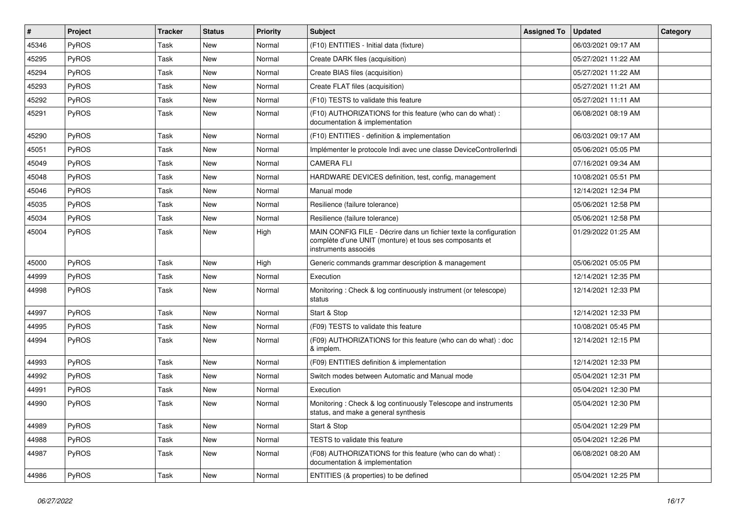| # | Project | Tracker | Status | Priority | Subject | Assigned To | Updated | Category |
|---|---|---|---|---|---|---|---|---|
| 45346 | PyROS | Task | New | Normal | (F10) ENTITIES - Initial data (fixture) | | 06/03/2021 09:17 AM | |
| 45295 | PyROS | Task | New | Normal | Create DARK files (acquisition) | | 05/27/2021 11:22 AM | |
| 45294 | PyROS | Task | New | Normal | Create BIAS files (acquisition) | | 05/27/2021 11:22 AM | |
| 45293 | PyROS | Task | New | Normal | Create FLAT files (acquisition) | | 05/27/2021 11:21 AM | |
| 45292 | PyROS | Task | New | Normal | (F10) TESTS to validate this feature | | 05/27/2021 11:11 AM | |
| 45291 | PyROS | Task | New | Normal | (F10) AUTHORIZATIONS for this feature (who can do what) : documentation & implementation | | 06/08/2021 08:19 AM | |
| 45290 | PyROS | Task | New | Normal | (F10) ENTITIES - definition & implementation | | 06/03/2021 09:17 AM | |
| 45051 | PyROS | Task | New | Normal | Implémenter le protocole Indi avec une classe DeviceControllerIndi | | 05/06/2021 05:05 PM | |
| 45049 | PyROS | Task | New | Normal | CAMERA FLI | | 07/16/2021 09:34 AM | |
| 45048 | PyROS | Task | New | Normal | HARDWARE DEVICES definition, test, config, management | | 10/08/2021 05:51 PM | |
| 45046 | PyROS | Task | New | Normal | Manual mode | | 12/14/2021 12:34 PM | |
| 45035 | PyROS | Task | New | Normal | Resilience (failure tolerance) | | 05/06/2021 12:58 PM | |
| 45034 | PyROS | Task | New | Normal | Resilience (failure tolerance) | | 05/06/2021 12:58 PM | |
| 45004 | PyROS | Task | New | High | MAIN CONFIG FILE - Décrire dans un fichier texte la configuration complète d'une UNIT (monture) et tous ses composants et instruments associés | | 01/29/2022 01:25 AM | |
| 45000 | PyROS | Task | New | High | Generic commands grammar description & management | | 05/06/2021 05:05 PM | |
| 44999 | PyROS | Task | New | Normal | Execution | | 12/14/2021 12:35 PM | |
| 44998 | PyROS | Task | New | Normal | Monitoring : Check & log continuously instrument (or telescope) status | | 12/14/2021 12:33 PM | |
| 44997 | PyROS | Task | New | Normal | Start & Stop | | 12/14/2021 12:33 PM | |
| 44995 | PyROS | Task | New | Normal | (F09) TESTS to validate this feature | | 10/08/2021 05:45 PM | |
| 44994 | PyROS | Task | New | Normal | (F09) AUTHORIZATIONS for this feature (who can do what) : doc & implem. | | 12/14/2021 12:15 PM | |
| 44993 | PyROS | Task | New | Normal | (F09) ENTITIES definition & implementation | | 12/14/2021 12:33 PM | |
| 44992 | PyROS | Task | New | Normal | Switch modes between Automatic and Manual mode | | 05/04/2021 12:31 PM | |
| 44991 | PyROS | Task | New | Normal | Execution | | 05/04/2021 12:30 PM | |
| 44990 | PyROS | Task | New | Normal | Monitoring : Check & log continuously Telescope and instruments status, and make a general synthesis | | 05/04/2021 12:30 PM | |
| 44989 | PyROS | Task | New | Normal | Start & Stop | | 05/04/2021 12:29 PM | |
| 44988 | PyROS | Task | New | Normal | TESTS to validate this feature | | 05/04/2021 12:26 PM | |
| 44987 | PyROS | Task | New | Normal | (F08) AUTHORIZATIONS for this feature (who can do what) : documentation & implementation | | 06/08/2021 08:20 AM | |
| 44986 | PyROS | Task | New | Normal | ENTITIES (& properties) to be defined | | 05/04/2021 12:25 PM | |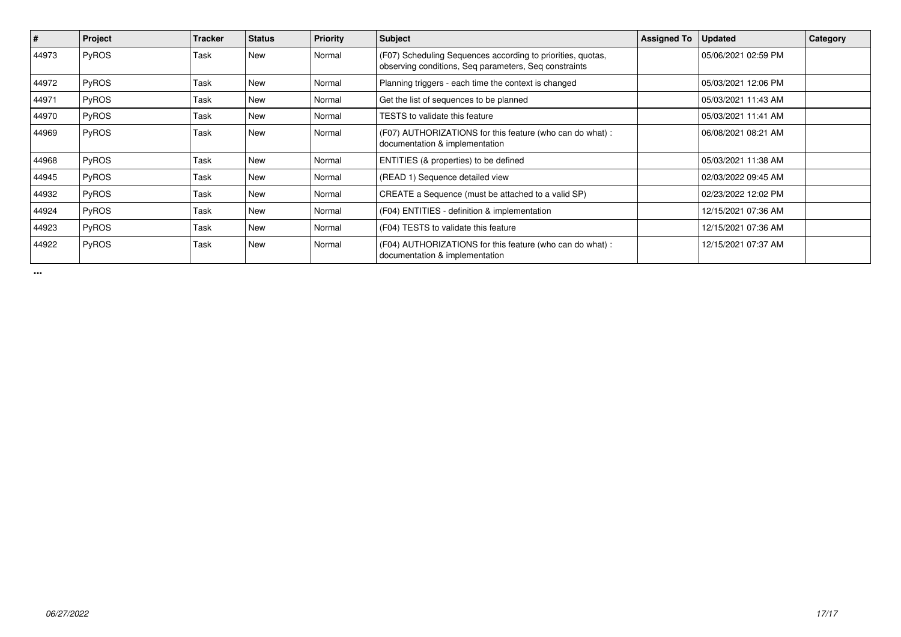| # | Project | Tracker | Status | Priority | Subject | Assigned To | Updated | Category |
|---|---|---|---|---|---|---|---|---|
| 44973 | PyROS | Task | New | Normal | (F07) Scheduling Sequences according to priorities, quotas, observing conditions, Seq parameters, Seq constraints | | 05/06/2021 02:59 PM | |
| 44972 | PyROS | Task | New | Normal | Planning triggers - each time the context is changed | | 05/03/2021 12:06 PM | |
| 44971 | PyROS | Task | New | Normal | Get the list of sequences to be planned | | 05/03/2021 11:43 AM | |
| 44970 | PyROS | Task | New | Normal | TESTS to validate this feature | | 05/03/2021 11:41 AM | |
| 44969 | PyROS | Task | New | Normal | (F07) AUTHORIZATIONS for this feature (who can do what) : documentation & implementation | | 06/08/2021 08:21 AM | |
| 44968 | PyROS | Task | New | Normal | ENTITIES (& properties) to be defined | | 05/03/2021 11:38 AM | |
| 44945 | PyROS | Task | New | Normal | (READ 1) Sequence detailed view | | 02/03/2022 09:45 AM | |
| 44932 | PyROS | Task | New | Normal | CREATE a Sequence (must be attached to a valid SP) | | 02/23/2022 12:02 PM | |
| 44924 | PyROS | Task | New | Normal | (F04) ENTITIES - definition & implementation | | 12/15/2021 07:36 AM | |
| 44923 | PyROS | Task | New | Normal | (F04) TESTS to validate this feature | | 12/15/2021 07:36 AM | |
| 44922 | PyROS | Task | New | Normal | (F04) AUTHORIZATIONS for this feature (who can do what) : documentation & implementation | | 12/15/2021 07:37 AM | |

...